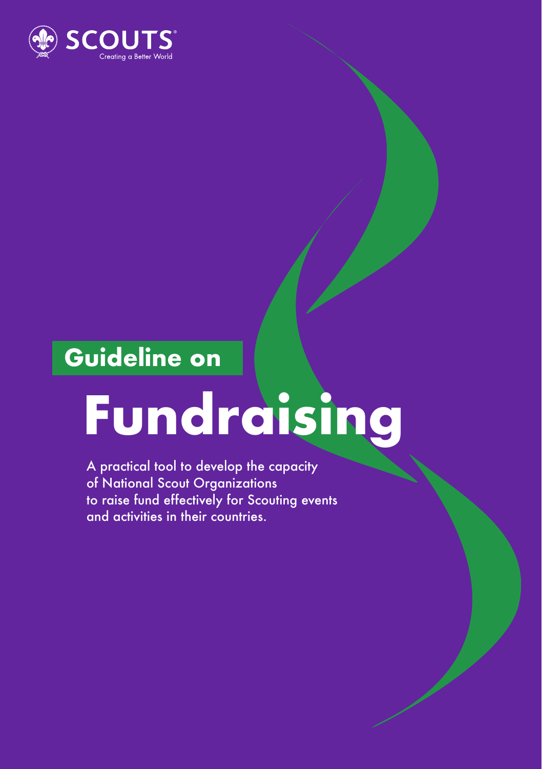SCOUTS

Creating a Better World

# Guideline on Fundraising

A practical tool to develop the capacity of National Scout Organizations to raise fund effectively for Scouting events and activities in their countries.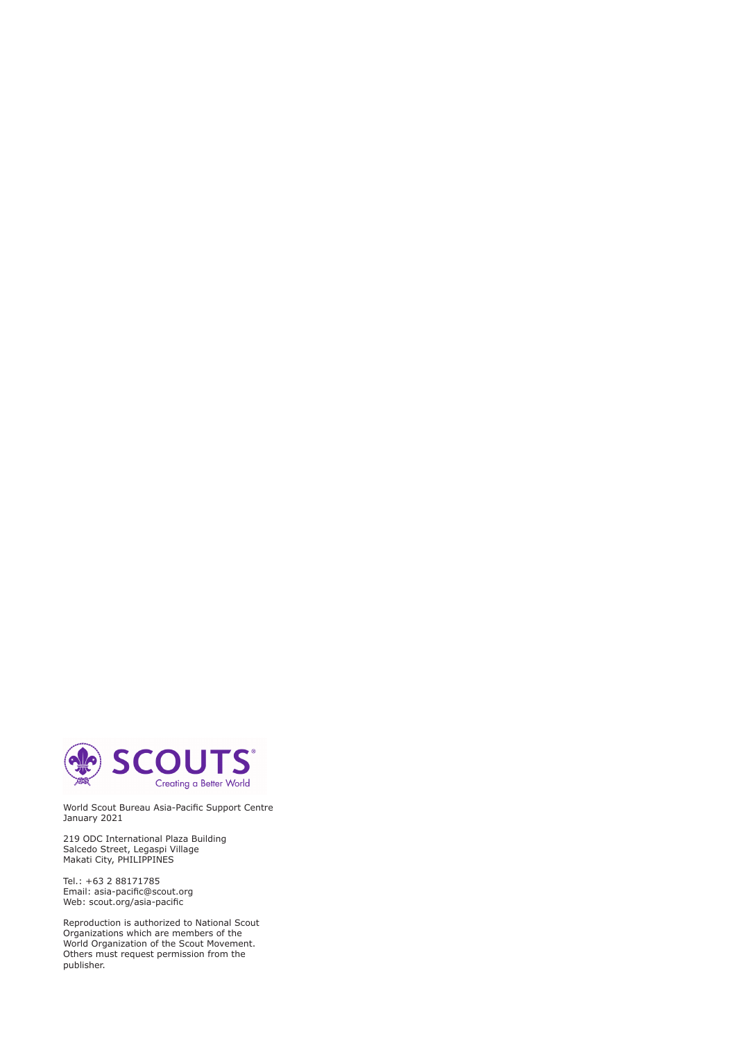SCOUTS
Creating a Better World

World Scout Bureau Asia-Pacific Support Centre
January 2021

219 ODC International Plaza Building
Salcedo Street, Legaspi Village
Makati City, PHILIPPINES

Tel.: +63 2 88171785
Email: asia-pacific@scout.org
Web: scout.org/asia-pacific

Reproduction is authorized to National Scout Organizations which are members of the World Organization of the Scout Movement. Others must request permission from the publisher.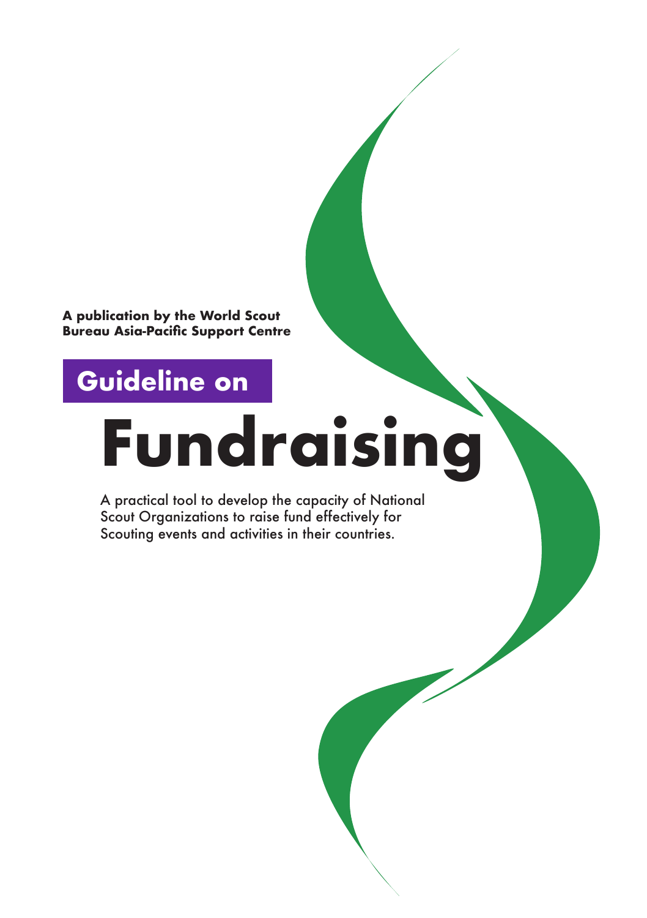**A publication by the World Scout Bureau Asia-Pacific Support Centre**

## Guideline on

# Fundraising

A practical tool to develop the capacity of National Scout Organizations to raise fund effectively for Scouting events and activities in their countries.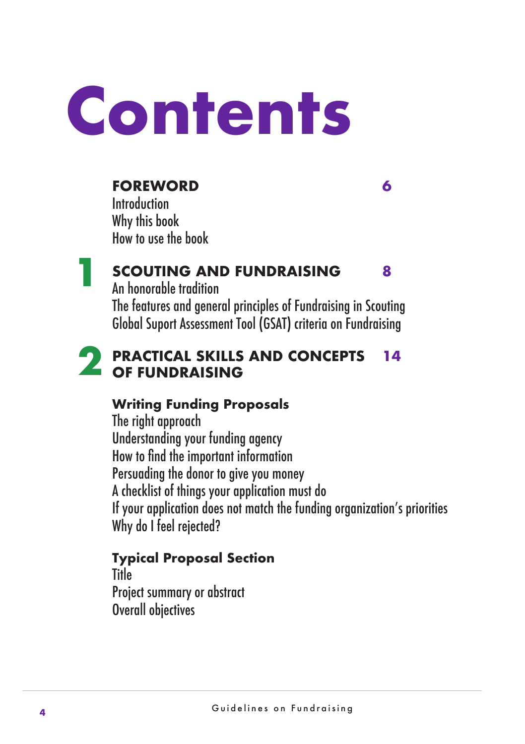# Contents

**FOREWORD** 6

Introduction
Why this book
How to use the book

**1 SCOUTING AND FUNDRAISING** 8

An honorable tradition
The features and general principles of Fundraising in Scouting
Global Suport Assessment Tool (GSAT) criteria on Fundraising

**2 PRACTICAL SKILLS AND CONCEPTS OF FUNDRAISING** 14

**Writing Funding Proposals**

The right approach
Understanding your funding agency
How to find the important information
Persuading the donor to give you money
A checklist of things your application must do
If your application does not match the funding organization's priorities
Why do I feel rejected?

**Typical Proposal Section**

Title
Project summary or abstract
Overall objectives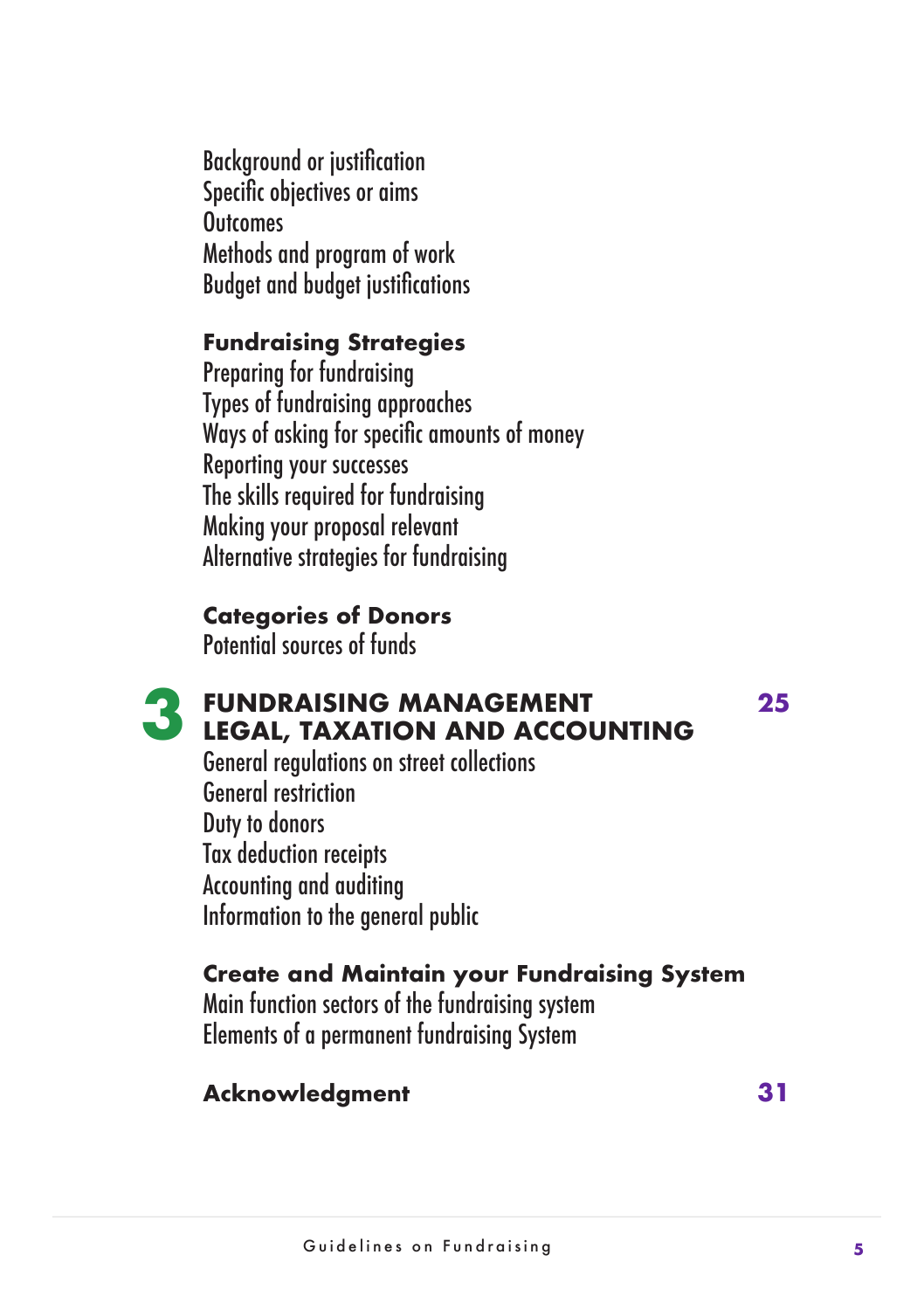Background or justification
Specific objectives or aims
Outcomes
Methods and program of work
Budget and budget justifications

**Fundraising Strategies**
Preparing for fundraising
Types of fundraising approaches
Ways of asking for specific amounts of money
Reporting your successes
The skills required for fundraising
Making your proposal relevant
Alternative strategies for fundraising

**Categories of Donors**
Potential sources of funds

## 3 FUNDRAISING MANAGEMENT — 25
## LEGAL, TAXATION AND ACCOUNTING

General regulations on street collections
General restriction
Duty to donors
Tax deduction receipts
Accounting and auditing
Information to the general public

**Create and Maintain your Fundraising System**
Main function sectors of the fundraising system
Elements of a permanent fundraising System

**Acknowledgment** — 31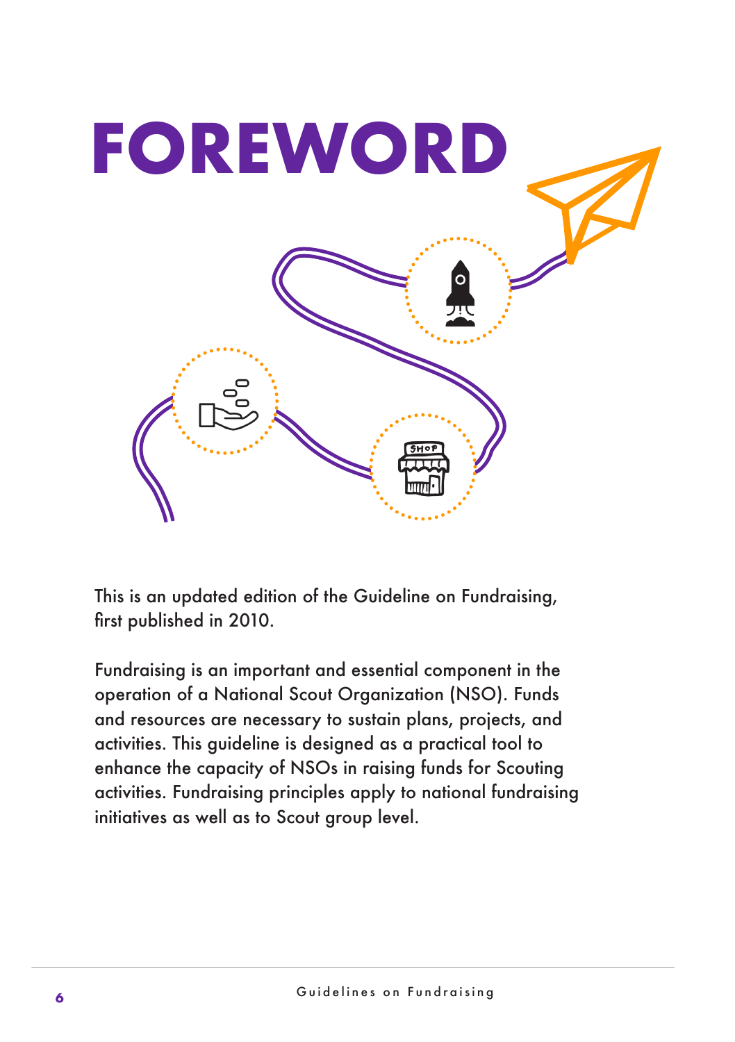# FOREWORD

This is an updated edition of the Guideline on Fundraising, first published in 2010.

Fundraising is an important and essential component in the operation of a National Scout Organization (NSO). Funds and resources are necessary to sustain plans, projects, and activities. This guideline is designed as a practical tool to enhance the capacity of NSOs in raising funds for Scouting activities. Fundraising principles apply to national fundraising initiatives as well as to Scout group level.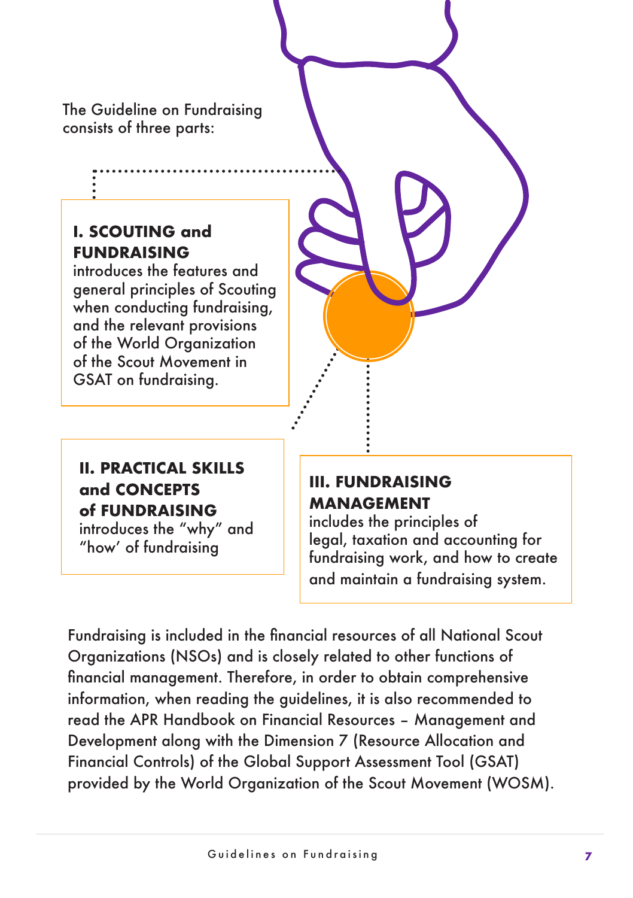The Guideline on Fundraising consists of three parts:

**I. SCOUTING and FUNDRAISING**
introduces the features and general principles of Scouting when conducting fundraising, and the relevant provisions of the World Organization of the Scout Movement in GSAT on fundraising.

**II. PRACTICAL SKILLS and CONCEPTS of FUNDRAISING**
introduces the "why" and "how' of fundraising

**III. FUNDRAISING MANAGEMENT**
includes the principles of legal, taxation and accounting for fundraising work, and how to create and maintain a fundraising system.

Fundraising is included in the financial resources of all National Scout Organizations (NSOs) and is closely related to other functions of financial management. Therefore, in order to obtain comprehensive information, when reading the guidelines, it is also recommended to read the APR Handbook on Financial Resources – Management and Development along with the Dimension 7 (Resource Allocation and Financial Controls) of the Global Support Assessment Tool (GSAT) provided by the World Organization of the Scout Movement (WOSM).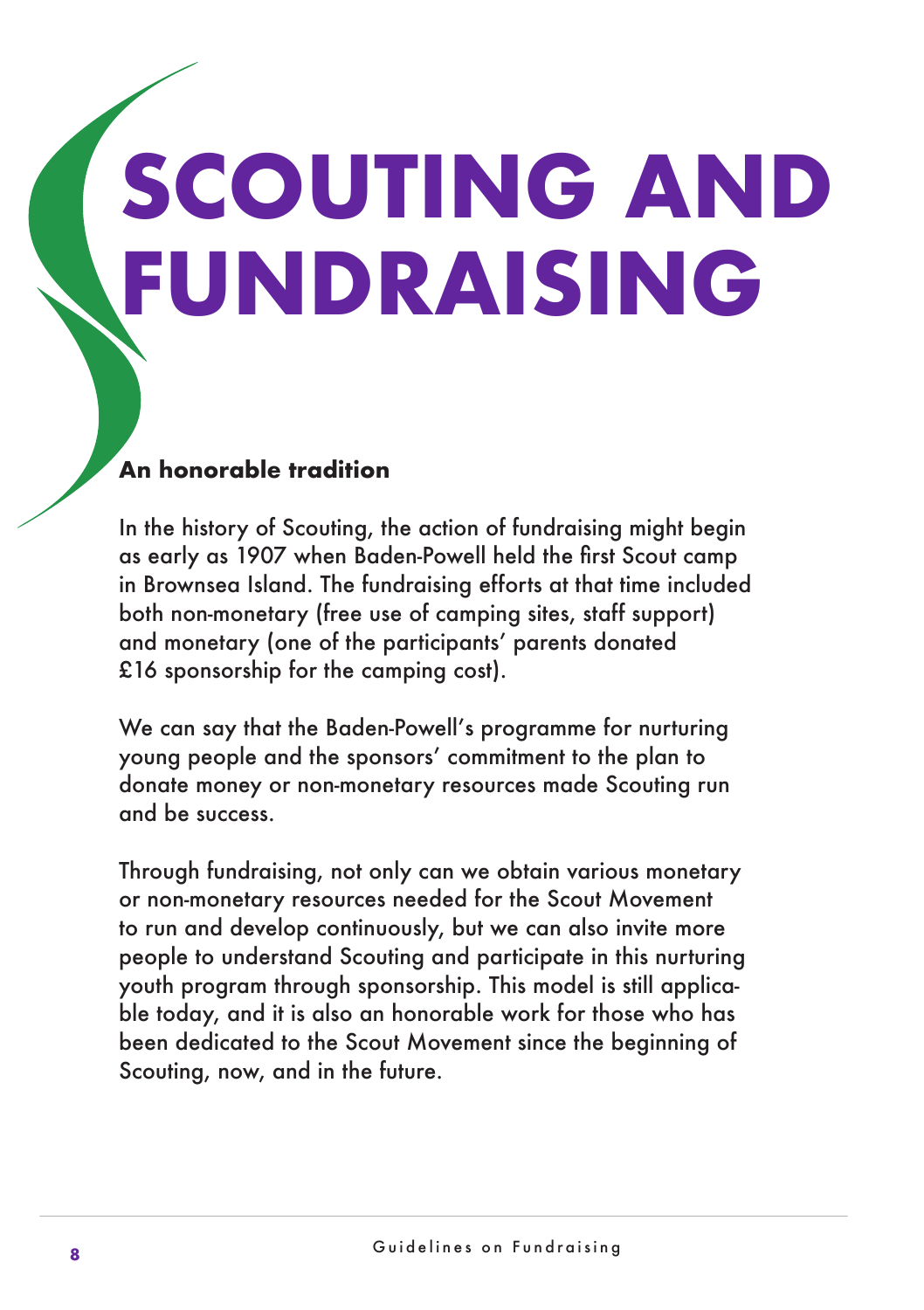# SCOUTING AND FUNDRAISING

## An honorable tradition

In the history of Scouting, the action of fundraising might begin as early as 1907 when Baden-Powell held the first Scout camp in Brownsea Island. The fundraising efforts at that time included both non-monetary (free use of camping sites, staff support) and monetary (one of the participants' parents donated £16 sponsorship for the camping cost).

We can say that the Baden-Powell's programme for nurturing young people and the sponsors' commitment to the plan to donate money or non-monetary resources made Scouting run and be success.

Through fundraising, not only can we obtain various monetary or non-monetary resources needed for the Scout Movement to run and develop continuously, but we can also invite more people to understand Scouting and participate in this nurturing youth program through sponsorship. This model is still applicable today, and it is also an honorable work for those who has been dedicated to the Scout Movement since the beginning of Scouting, now, and in the future.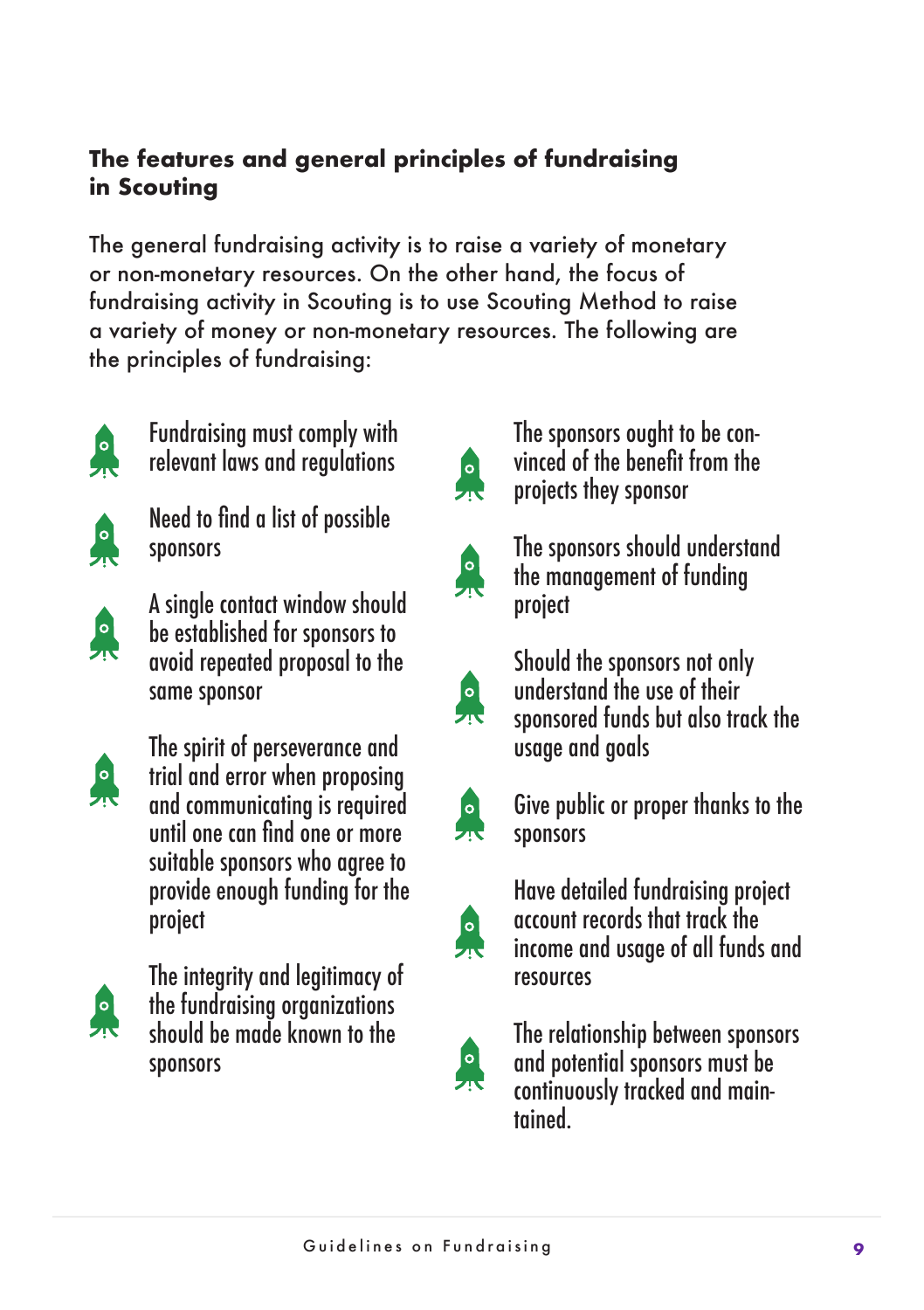## The features and general principles of fundraising in Scouting

The general fundraising activity is to raise a variety of monetary or non-monetary resources. On the other hand, the focus of fundraising activity in Scouting is to use Scouting Method to raise a variety of money or non-monetary resources. The following are the principles of fundraising:

- Fundraising must comply with relevant laws and regulations
- Need to find a list of possible sponsors
- A single contact window should be established for sponsors to avoid repeated proposal to the same sponsor
- The spirit of perseverance and trial and error when proposing and communicating is required until one can find one or more suitable sponsors who agree to provide enough funding for the project
- The integrity and legitimacy of the fundraising organizations should be made known to the sponsors
- The sponsors ought to be convinced of the benefit from the projects they sponsor
- The sponsors should understand the management of funding project
- Should the sponsors not only understand the use of their sponsored funds but also track the usage and goals
- Give public or proper thanks to the sponsors
- Have detailed fundraising project account records that track the income and usage of all funds and resources
- The relationship between sponsors and potential sponsors must be continuously tracked and maintained.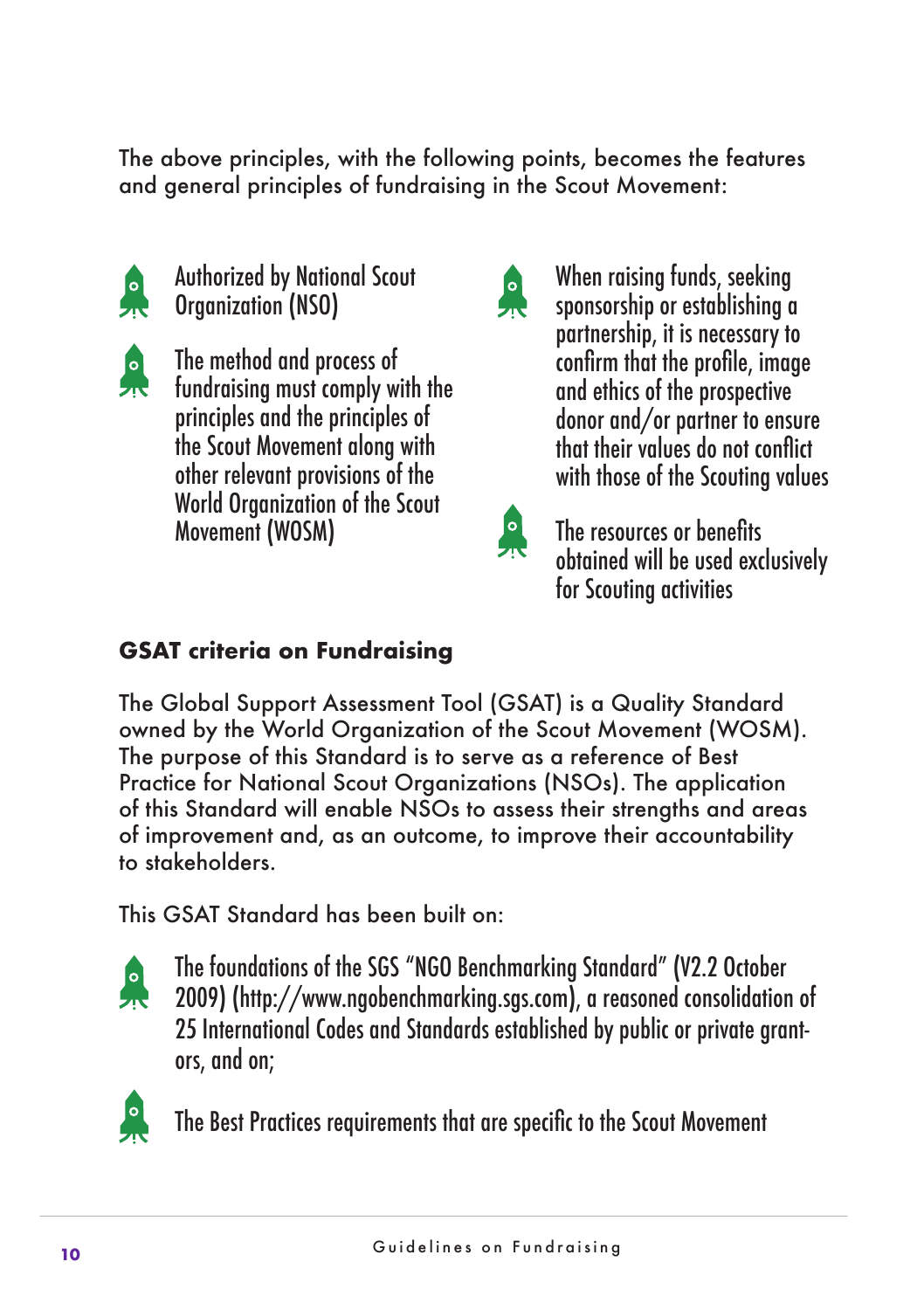The above principles, with the following points, becomes the features and general principles of fundraising in the Scout Movement:

- Authorized by National Scout Organization (NSO)
- The method and process of fundraising must comply with the principles and the principles of the Scout Movement along with other relevant provisions of the World Organization of the Scout Movement (WOSM)
- When raising funds, seeking sponsorship or establishing a partnership, it is necessary to confirm that the profile, image and ethics of the prospective donor and/or partner to ensure that their values do not conflict with those of the Scouting values
- The resources or benefits obtained will be used exclusively for Scouting activities

## GSAT criteria on Fundraising

The Global Support Assessment Tool (GSAT) is a Quality Standard owned by the World Organization of the Scout Movement (WOSM). The purpose of this Standard is to serve as a reference of Best Practice for National Scout Organizations (NSOs). The application of this Standard will enable NSOs to assess their strengths and areas of improvement and, as an outcome, to improve their accountability to stakeholders.

This GSAT Standard has been built on:

- The foundations of the SGS "NGO Benchmarking Standard" (V2.2 October 2009) (http://www.ngobenchmarking.sgs.com), a reasoned consolidation of 25 International Codes and Standards established by public or private grantors, and on;
- The Best Practices requirements that are specific to the Scout Movement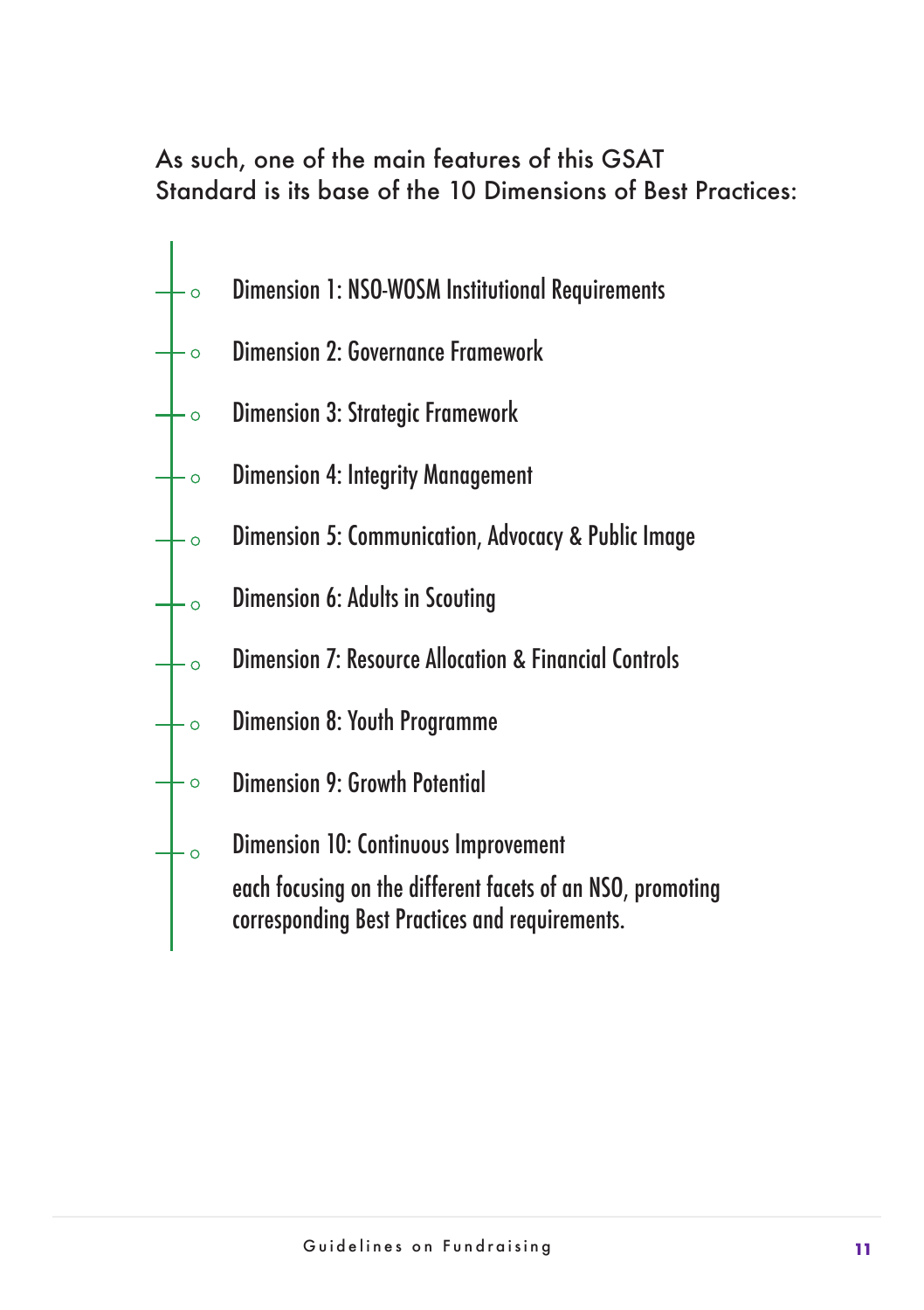As such, one of the main features of this GSAT Standard is its base of the 10 Dimensions of Best Practices:

- Dimension 1: NSO-WOSM Institutional Requirements
- Dimension 2: Governance Framework
- Dimension 3: Strategic Framework
- Dimension 4: Integrity Management
- Dimension 5: Communication, Advocacy & Public Image
- Dimension 6: Adults in Scouting
- Dimension 7: Resource Allocation & Financial Controls
- Dimension 8: Youth Programme
- Dimension 9: Growth Potential
- Dimension 10: Continuous Improvement

each focusing on the different facets of an NSO, promoting corresponding Best Practices and requirements.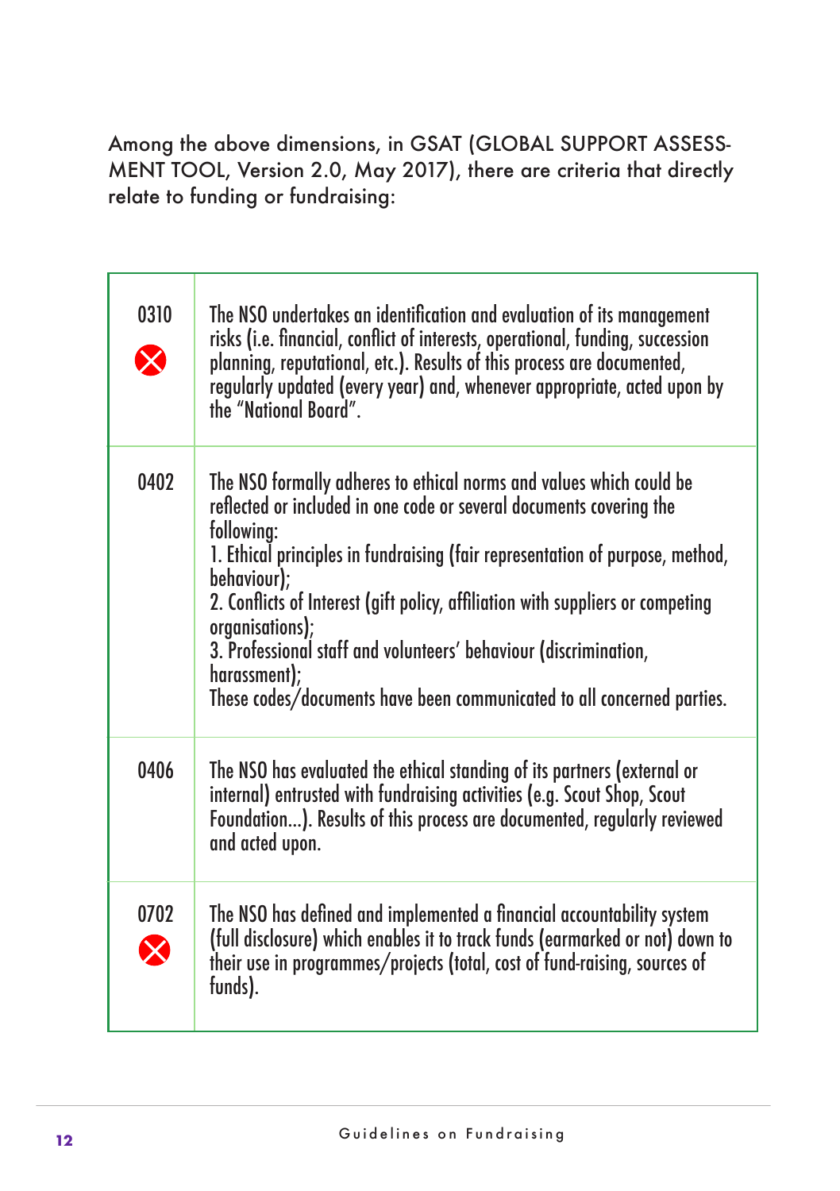Among the above dimensions, in GSAT (GLOBAL SUPPORT ASSESSMENT TOOL, Version 2.0, May 2017), there are criteria that directly relate to funding or fundraising:

| | |
|---|---|
| 0310 ⊗ | The NSO undertakes an identification and evaluation of its management risks (i.e. financial, conflict of interests, operational, funding, succession planning, reputational, etc.). Results of this process are documented, regularly updated (every year) and, whenever appropriate, acted upon by the "National Board". |
| 0402 | The NSO formally adheres to ethical norms and values which could be reflected or included in one code or several documents covering the following:<br>1. Ethical principles in fundraising (fair representation of purpose, method, behaviour);<br>2. Conflicts of Interest (gift policy, affiliation with suppliers or competing organisations);<br>3. Professional staff and volunteers' behaviour (discrimination, harassment);<br>These codes/documents have been communicated to all concerned parties. |
| 0406 | The NSO has evaluated the ethical standing of its partners (external or internal) entrusted with fundraising activities (e.g. Scout Shop, Scout Foundation...). Results of this process are documented, regularly reviewed and acted upon. |
| 0702 ⊗ | The NSO has defined and implemented a financial accountability system (full disclosure) which enables it to track funds (earmarked or not) down to their use in programmes/projects (total, cost of fund-raising, sources of funds). |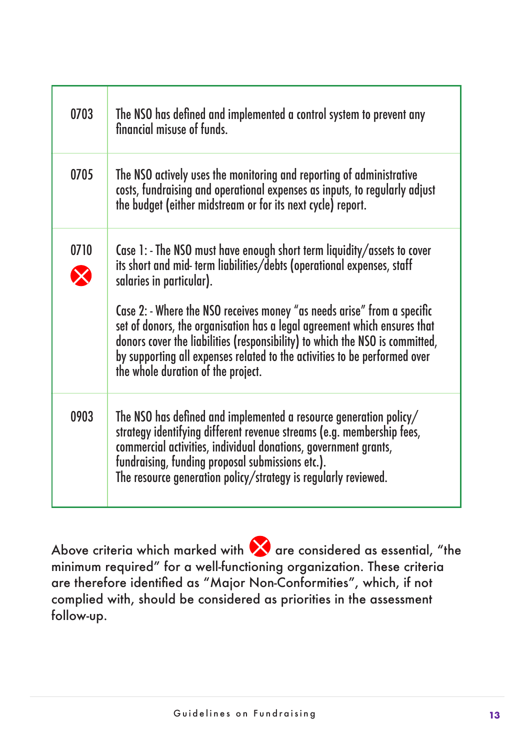| | |
|---|---|
| 0703 | The NSO has defined and implemented a control system to prevent any financial misuse of funds. |
| 0705 | The NSO actively uses the monitoring and reporting of administrative costs, fundraising and operational expenses as inputs, to regularly adjust the budget (either midstream or for its next cycle) report. |
| 0710 ❌ | Case 1: - The NSO must have enough short term liquidity/assets to cover its short and mid- term liabilities/debts (operational expenses, staff salaries in particular).<br><br>Case 2: - Where the NSO receives money "as needs arise" from a specific set of donors, the organisation has a legal agreement which ensures that donors cover the liabilities (responsibility) to which the NSO is committed, by supporting all expenses related to the activities to be performed over the whole duration of the project. |
| 0903 | The NSO has defined and implemented a resource generation policy/ strategy identifying different revenue streams (e.g. membership fees, commercial activities, individual donations, government grants, fundraising, funding proposal submissions etc.).<br>The resource generation policy/strategy is regularly reviewed. |

Above criteria which marked with ❌ are considered as essential, "the minimum required" for a well-functioning organization. These criteria are therefore identified as "Major Non-Conformities", which, if not complied with, should be considered as priorities in the assessment follow-up.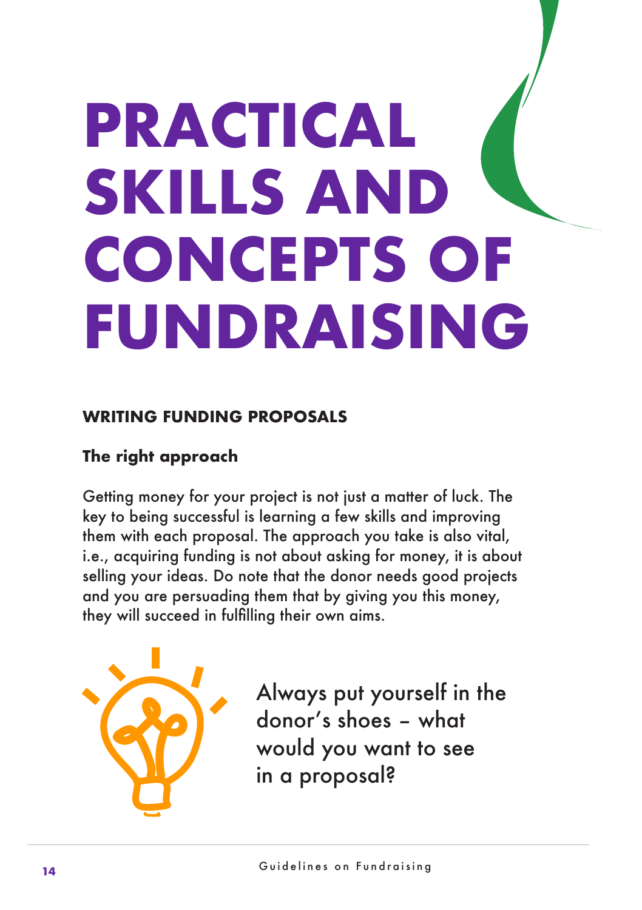# PRACTICAL SKILLS AND CONCEPTS OF FUNDRAISING

## WRITING FUNDING PROPOSALS

### The right approach

Getting money for your project is not just a matter of luck. The key to being successful is learning a few skills and improving them with each proposal. The approach you take is also vital, i.e., acquiring funding is not about asking for money, it is about selling your ideas. Do note that the donor needs good projects and you are persuading them that by giving you this money, they will succeed in fulfilling their own aims.

Always put yourself in the donor's shoes – what would you want to see in a proposal?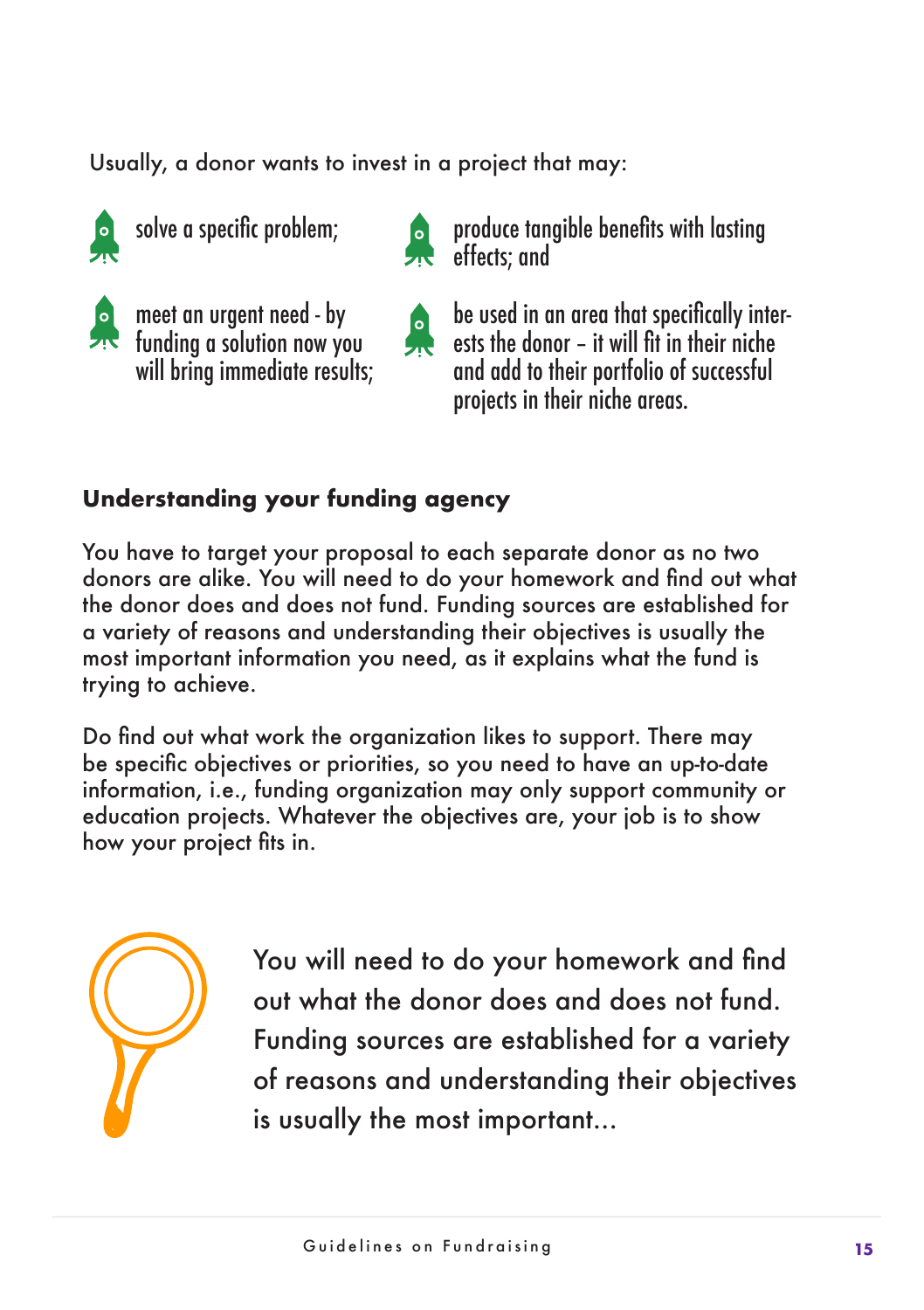Usually, a donor wants to invest in a project that may:

- solve a specific problem;
- meet an urgent need - by funding a solution now you will bring immediate results;
- produce tangible benefits with lasting effects; and
- be used in an area that specifically interests the donor – it will fit in their niche and add to their portfolio of successful projects in their niche areas.

## Understanding your funding agency

You have to target your proposal to each separate donor as no two donors are alike. You will need to do your homework and find out what the donor does and does not fund. Funding sources are established for a variety of reasons and understanding their objectives is usually the most important information you need, as it explains what the fund is trying to achieve.

Do find out what work the organization likes to support. There may be specific objectives or priorities, so you need to have an up-to-date information, i.e., funding organization may only support community or education projects. Whatever the objectives are, your job is to show how your project fits in.

> You will need to do your homework and find out what the donor does and does not fund. Funding sources are established for a variety of reasons and understanding their objectives is usually the most important...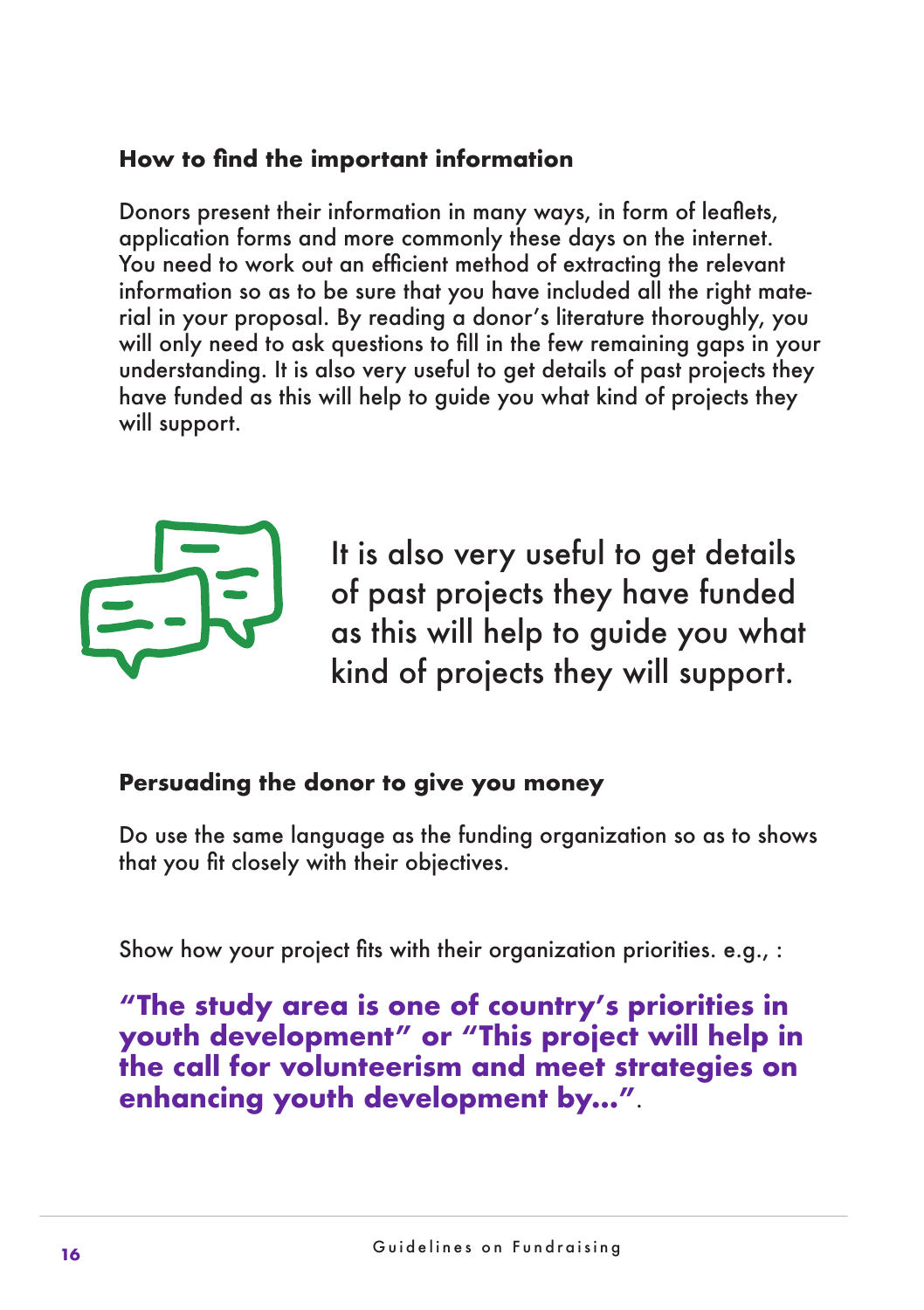### How to find the important information

Donors present their information in many ways, in form of leaflets, application forms and more commonly these days on the internet. You need to work out an efficient method of extracting the relevant information so as to be sure that you have included all the right material in your proposal. By reading a donor's literature thoroughly, you will only need to ask questions to fill in the few remaining gaps in your understanding. It is also very useful to get details of past projects they have funded as this will help to guide you what kind of projects they will support.

It is also very useful to get details of past projects they have funded as this will help to guide you what kind of projects they will support.

### Persuading the donor to give you money

Do use the same language as the funding organization so as to shows that you fit closely with their objectives.

Show how your project fits with their organization priorities. e.g., :

**"The study area is one of country's priorities in youth development" or "This project will help in the call for volunteerism and meet strategies on enhancing youth development by..."**.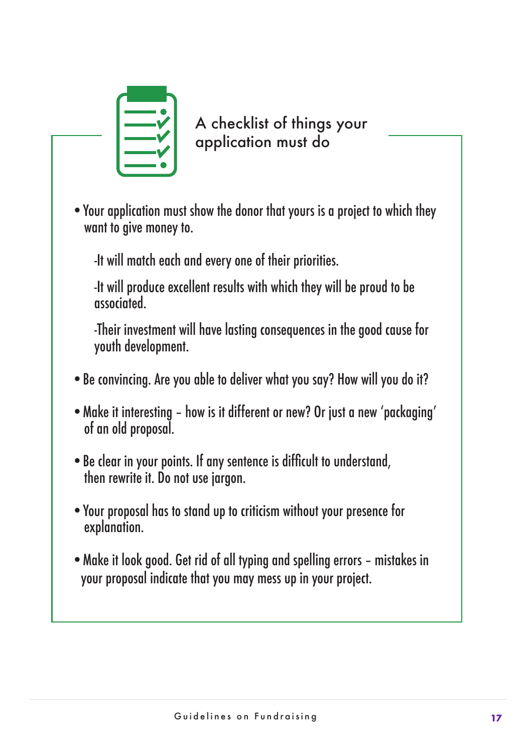## A checklist of things your application must do

- Your application must show the donor that yours is a project to which they want to give money to.

  -It will match each and every one of their priorities.

  -It will produce excellent results with which they will be proud to be associated.

  -Their investment will have lasting consequences in the good cause for youth development.

- Be convincing. Are you able to deliver what you say? How will you do it?

- Make it interesting – how is it different or new? Or just a new 'packaging' of an old proposal.

- Be clear in your points. If any sentence is difficult to understand, then rewrite it. Do not use jargon.

- Your proposal has to stand up to criticism without your presence for explanation.

- Make it look good. Get rid of all typing and spelling errors – mistakes in your proposal indicate that you may mess up in your project.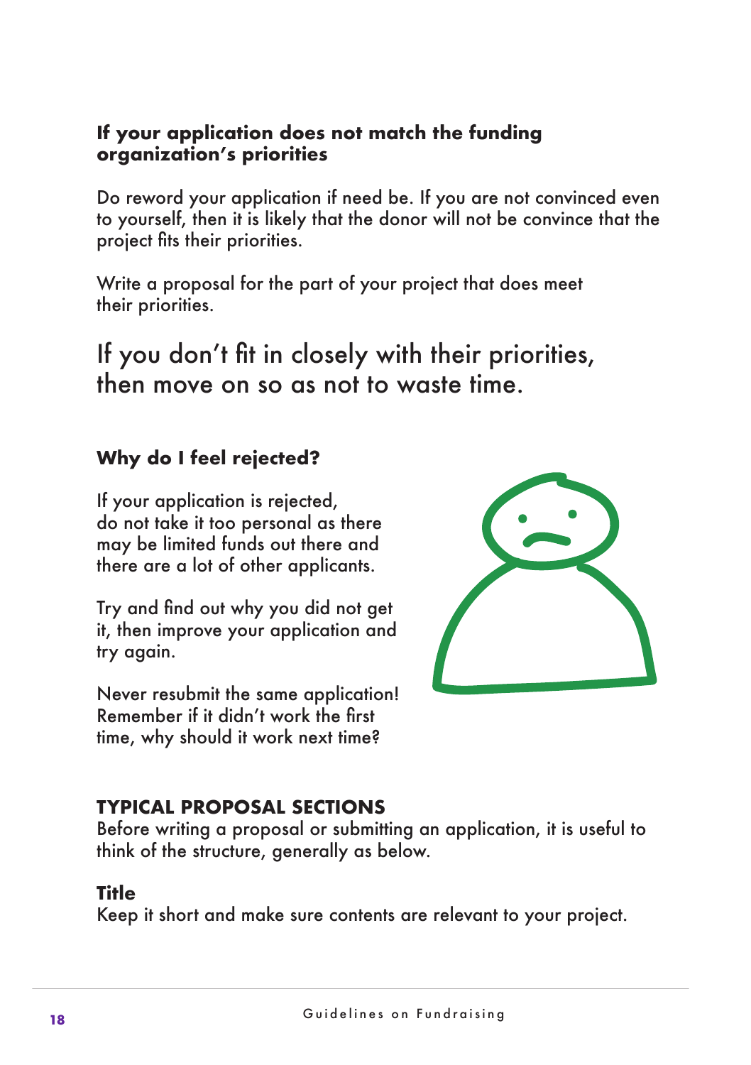### If your application does not match the funding organization's priorities

Do reword your application if need be. If you are not convinced even to yourself, then it is likely that the donor will not be convince that the project fits their priorities.

Write a proposal for the part of your project that does meet their priorities.

If you don't fit in closely with their priorities, then move on so as not to waste time.

### Why do I feel rejected?

If your application is rejected, do not take it too personal as there may be limited funds out there and there are a lot of other applicants.

Try and find out why you did not get it, then improve your application and try again.

Never resubmit the same application! Remember if it didn't work the first time, why should it work next time?

## TYPICAL PROPOSAL SECTIONS

Before writing a proposal or submitting an application, it is useful to think of the structure, generally as below.

### Title

Keep it short and make sure contents are relevant to your project.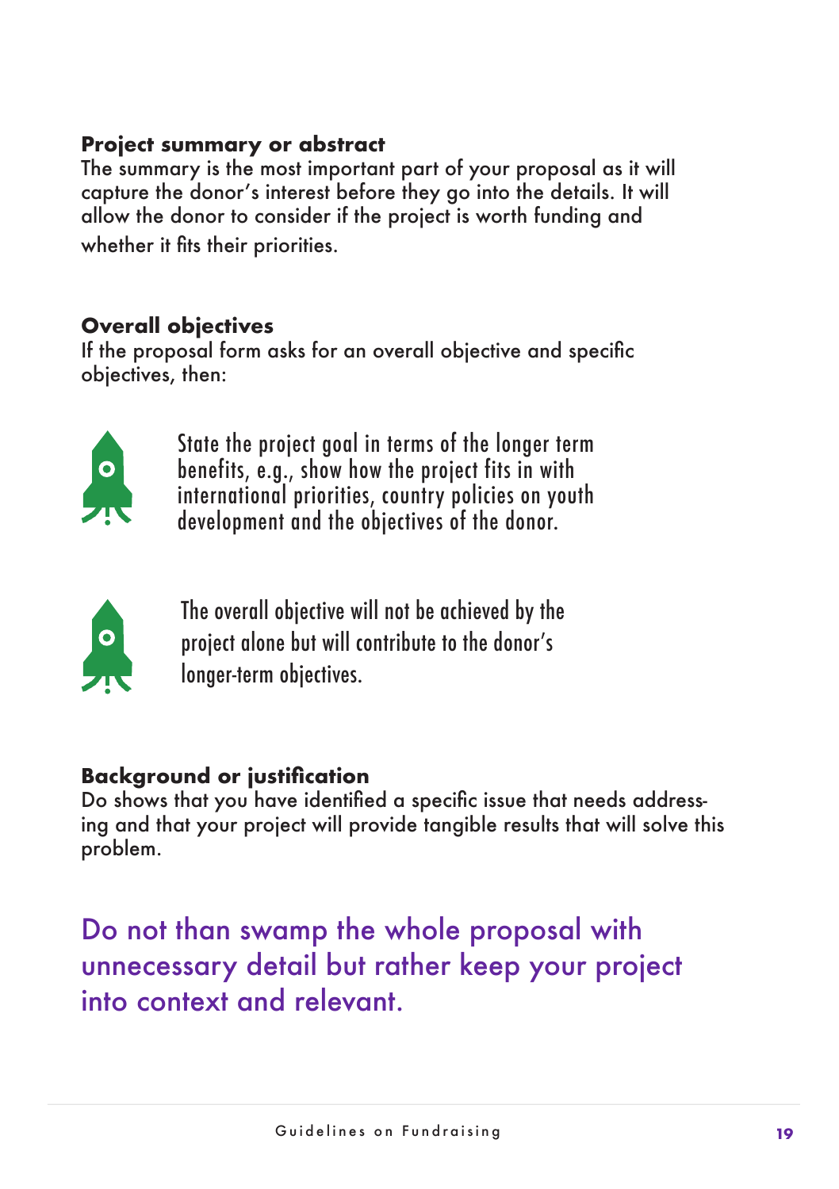**Project summary or abstract**

The summary is the most important part of your proposal as it will capture the donor's interest before they go into the details. It will allow the donor to consider if the project is worth funding and whether it fits their priorities.

**Overall objectives**

If the proposal form asks for an overall objective and specific objectives, then:

- State the project goal in terms of the longer term benefits, e.g., show how the project fits in with international priorities, country policies on youth development and the objectives of the donor.
- The overall objective will not be achieved by the project alone but will contribute to the donor's longer-term objectives.

**Background or justification**

Do shows that you have identified a specific issue that needs addressing and that your project will provide tangible results that will solve this problem.

Do not than swamp the whole proposal with unnecessary detail but rather keep your project into context and relevant.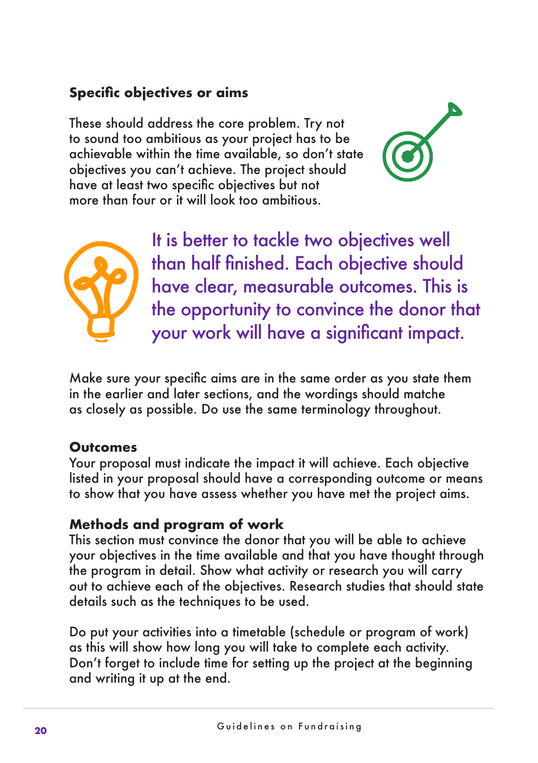### Specific objectives or aims

These should address the core problem. Try not to sound too ambitious as your project has to be achievable within the time available, so don't state objectives you can't achieve. The project should have at least two specific objectives but not more than four or it will look too ambitious.

It is better to tackle two objectives well than half finished. Each objective should have clear, measurable outcomes. This is the opportunity to convince the donor that your work will have a significant impact.

Make sure your specific aims are in the same order as you state them in the earlier and later sections, and the wordings should matche as closely as possible. Do use the same terminology throughout.

### Outcomes

Your proposal must indicate the impact it will achieve. Each objective listed in your proposal should have a corresponding outcome or means to show that you have assess whether you have met the project aims.

### Methods and program of work

This section must convince the donor that you will be able to achieve your objectives in the time available and that you have thought through the program in detail. Show what activity or research you will carry out to achieve each of the objectives. Research studies that should state details such as the techniques to be used.

Do put your activities into a timetable (schedule or program of work) as this will show how long you will take to complete each activity. Don't forget to include time for setting up the project at the beginning and writing it up at the end.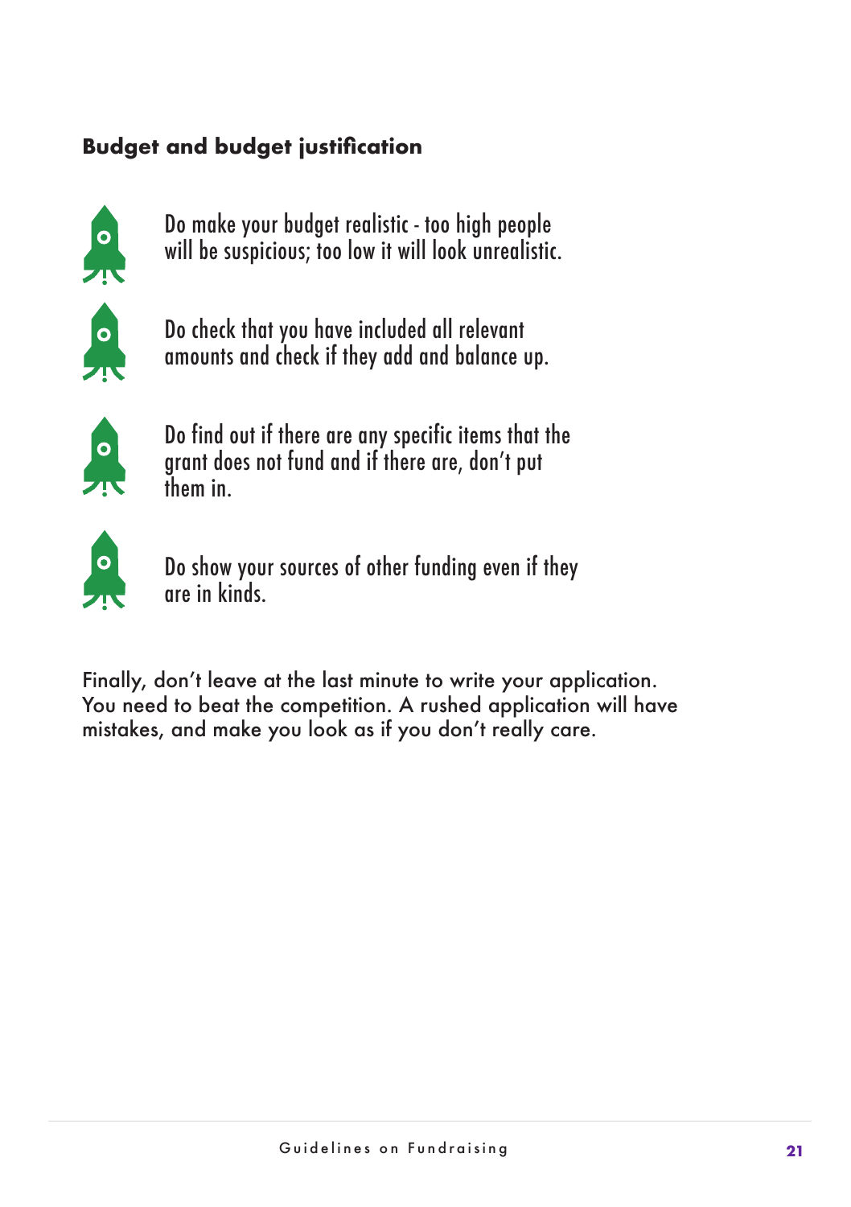### Budget and budget justification

- Do make your budget realistic - too high people will be suspicious; too low it will look unrealistic.
- Do check that you have included all relevant amounts and check if they add and balance up.
- Do find out if there are any specific items that the grant does not fund and if there are, don't put them in.
- Do show your sources of other funding even if they are in kinds.

Finally, don't leave at the last minute to write your application. You need to beat the competition. A rushed application will have mistakes, and make you look as if you don't really care.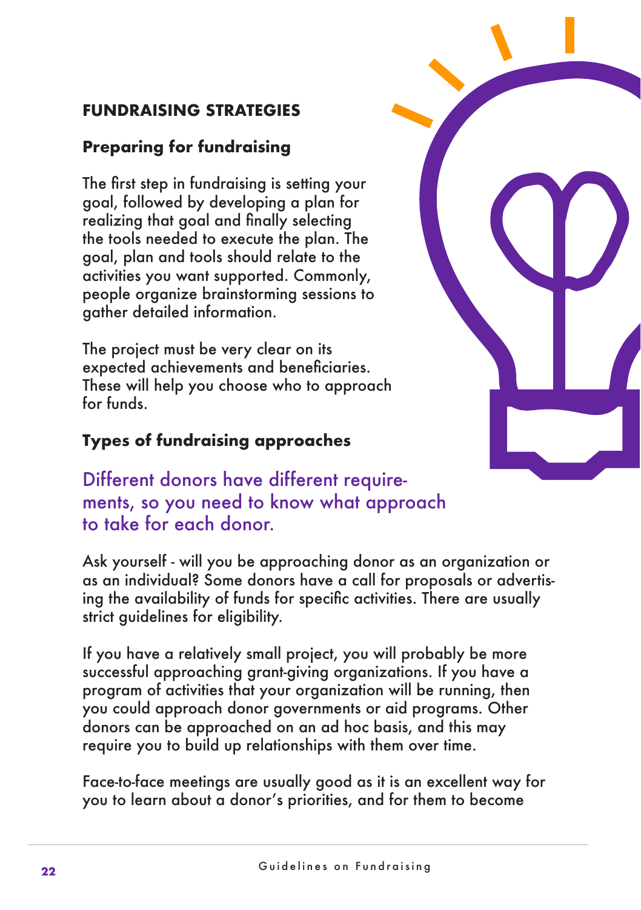## FUNDRAISING STRATEGIES

### Preparing for fundraising

The first step in fundraising is setting your goal, followed by developing a plan for realizing that goal and finally selecting the tools needed to execute the plan. The goal, plan and tools should relate to the activities you want supported. Commonly, people organize brainstorming sessions to gather detailed information.

The project must be very clear on its expected achievements and beneficiaries. These will help you choose who to approach for funds.

### Types of fundraising approaches

Different donors have different requirements, so you need to know what approach to take for each donor.

Ask yourself - will you be approaching donor as an organization or as an individual? Some donors have a call for proposals or advertising the availability of funds for specific activities. There are usually strict guidelines for eligibility.

If you have a relatively small project, you will probably be more successful approaching grant-giving organizations. If you have a program of activities that your organization will be running, then you could approach donor governments or aid programs. Other donors can be approached on an ad hoc basis, and this may require you to build up relationships with them over time.

Face-to-face meetings are usually good as it is an excellent way for you to learn about a donor's priorities, and for them to become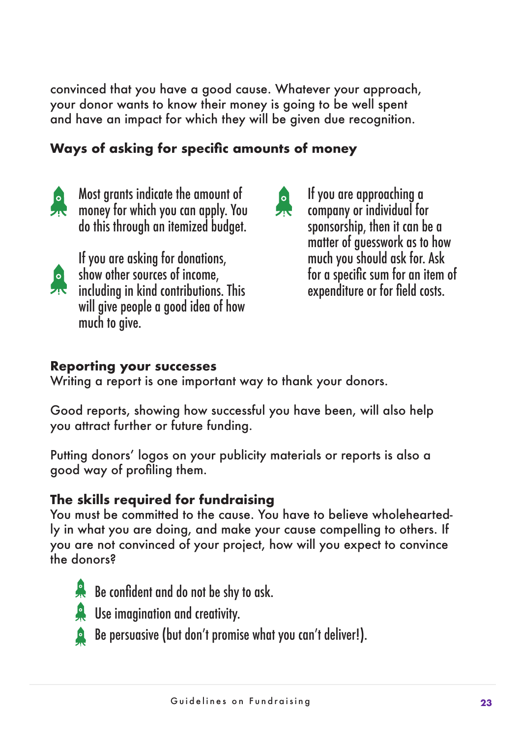convinced that you have a good cause. Whatever your approach, your donor wants to know their money is going to be well spent and have an impact for which they will be given due recognition.

### Ways of asking for specific amounts of money

- Most grants indicate the amount of money for which you can apply. You do this through an itemized budget.
- If you are asking for donations, show other sources of income, including in kind contributions. This will give people a good idea of how much to give.
- If you are approaching a company or individual for sponsorship, then it can be a matter of guesswork as to how much you should ask for. Ask for a specific sum for an item of expenditure or for field costs.

### Reporting your successes

Writing a report is one important way to thank your donors.

Good reports, showing how successful you have been, will also help you attract further or future funding.

Putting donors' logos on your publicity materials or reports is also a good way of profiling them.

### The skills required for fundraising

You must be committed to the cause. You have to believe wholeheartedly in what you are doing, and make your cause compelling to others. If you are not convinced of your project, how will you expect to convince the donors?

- Be confident and do not be shy to ask.
- Use imagination and creativity.
- Be persuasive (but don't promise what you can't deliver!).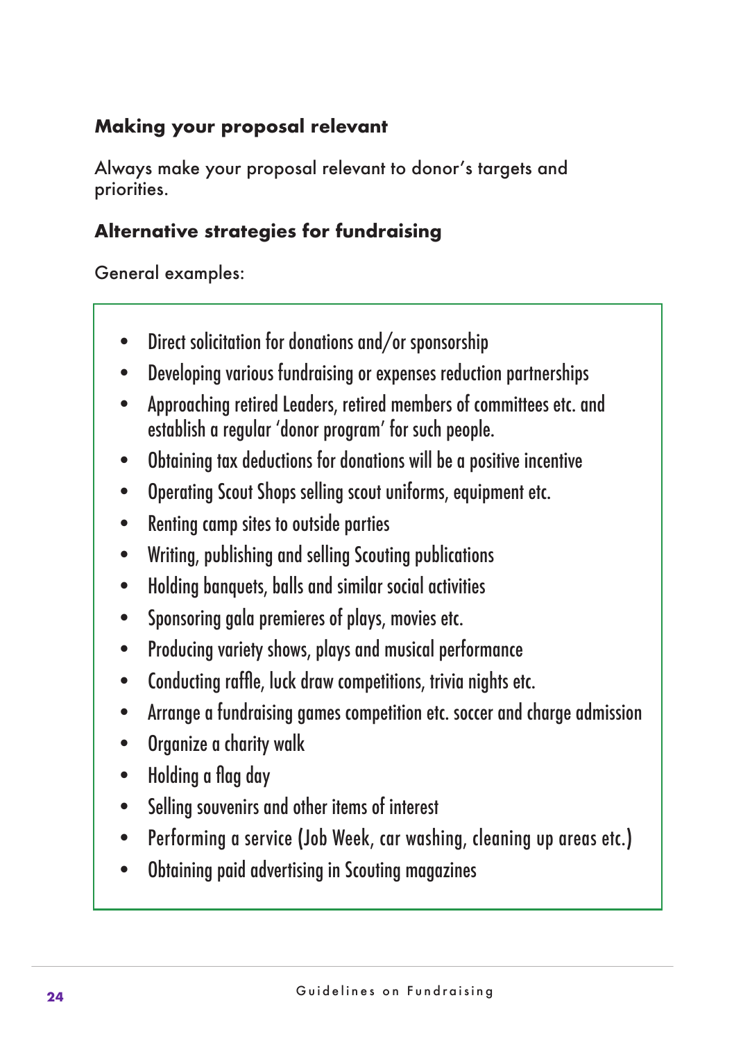### Making your proposal relevant

Always make your proposal relevant to donor's targets and priorities.

### Alternative strategies for fundraising

General examples:

- Direct solicitation for donations and/or sponsorship
- Developing various fundraising or expenses reduction partnerships
- Approaching retired Leaders, retired members of committees etc. and establish a regular 'donor program' for such people.
- Obtaining tax deductions for donations will be a positive incentive
- Operating Scout Shops selling scout uniforms, equipment etc.
- Renting camp sites to outside parties
- Writing, publishing and selling Scouting publications
- Holding banquets, balls and similar social activities
- Sponsoring gala premieres of plays, movies etc.
- Producing variety shows, plays and musical performance
- Conducting raffle, luck draw competitions, trivia nights etc.
- Arrange a fundraising games competition etc. soccer and charge admission
- Organize a charity walk
- Holding a flag day
- Selling souvenirs and other items of interest
- Performing a service (Job Week, car washing, cleaning up areas etc.)
- Obtaining paid advertising in Scouting magazines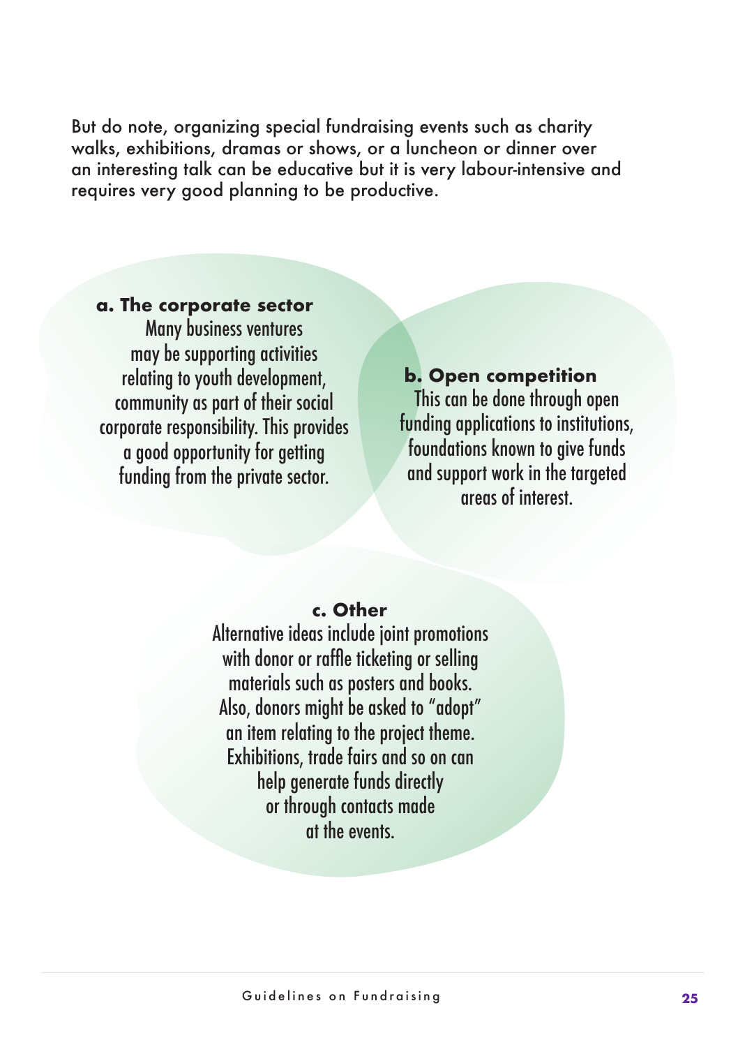But do note, organizing special fundraising events such as charity walks, exhibitions, dramas or shows, or a luncheon or dinner over an interesting talk can be educative but it is very labour-intensive and requires very good planning to be productive.

**a. The corporate sector**

Many business ventures may be supporting activities relating to youth development, community as part of their social corporate responsibility. This provides a good opportunity for getting funding from the private sector.

**b. Open competition**

This can be done through open funding applications to institutions, foundations known to give funds and support work in the targeted areas of interest.

**c. Other**

Alternative ideas include joint promotions with donor or raffle ticketing or selling materials such as posters and books. Also, donors might be asked to "adopt" an item relating to the project theme. Exhibitions, trade fairs and so on can help generate funds directly or through contacts made at the events.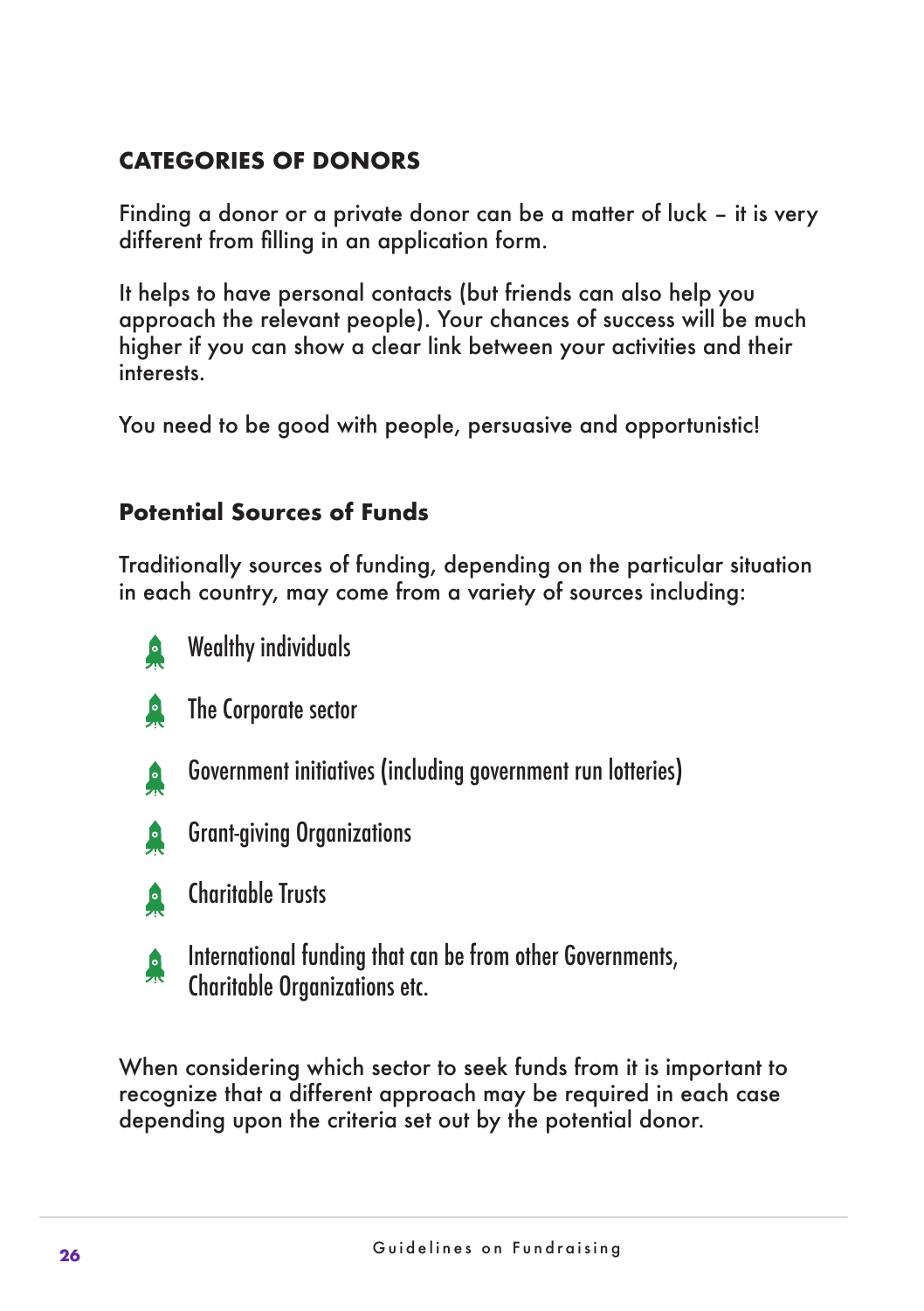## CATEGORIES OF DONORS

Finding a donor or a private donor can be a matter of luck – it is very different from filling in an application form.

It helps to have personal contacts (but friends can also help you approach the relevant people). Your chances of success will be much higher if you can show a clear link between your activities and their interests.

You need to be good with people, persuasive and opportunistic!

### Potential Sources of Funds

Traditionally sources of funding, depending on the particular situation in each country, may come from a variety of sources including:

- Wealthy individuals
- The Corporate sector
- Government initiatives (including government run lotteries)
- Grant-giving Organizations
- Charitable Trusts
- International funding that can be from other Governments, Charitable Organizations etc.

When considering which sector to seek funds from it is important to recognize that a different approach may be required in each case depending upon the criteria set out by the potential donor.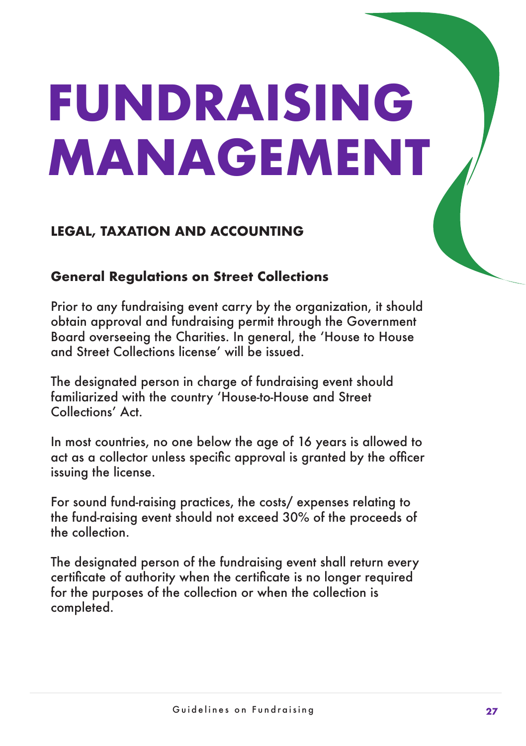# FUNDRAISING MANAGEMENT

## LEGAL, TAXATION AND ACCOUNTING

### General Regulations on Street Collections

Prior to any fundraising event carry by the organization, it should obtain approval and fundraising permit through the Government Board overseeing the Charities. In general, the 'House to House and Street Collections license' will be issued.

The designated person in charge of fundraising event should familiarized with the country 'House-to-House and Street Collections' Act.

In most countries, no one below the age of 16 years is allowed to act as a collector unless specific approval is granted by the officer issuing the license.

For sound fund-raising practices, the costs/ expenses relating to the fund-raising event should not exceed 30% of the proceeds of the collection.

The designated person of the fundraising event shall return every certificate of authority when the certificate is no longer required for the purposes of the collection or when the collection is completed.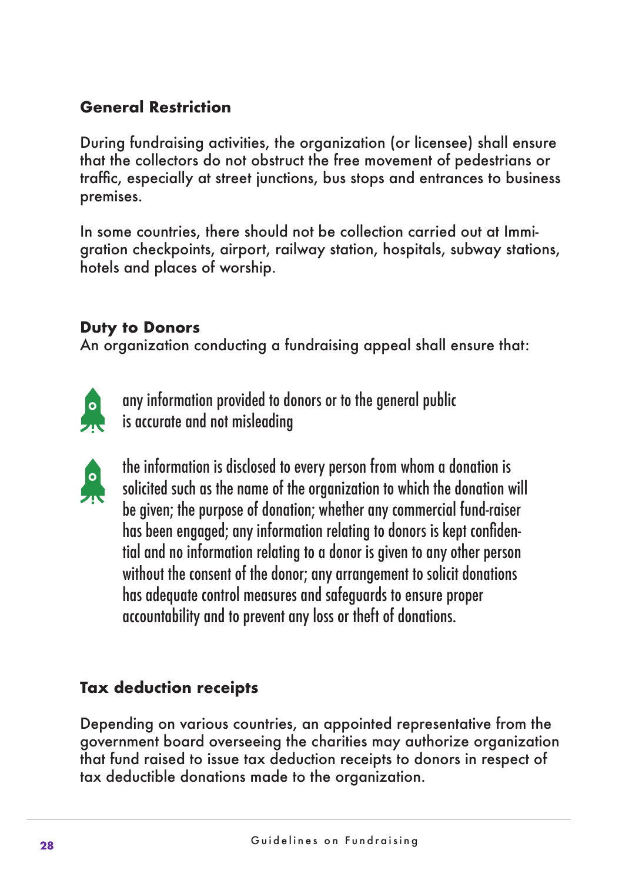### General Restriction

During fundraising activities, the organization (or licensee) shall ensure that the collectors do not obstruct the free movement of pedestrians or traffic, especially at street junctions, bus stops and entrances to business premises.

In some countries, there should not be collection carried out at Immigration checkpoints, airport, railway station, hospitals, subway stations, hotels and places of worship.

### Duty to Donors

An organization conducting a fundraising appeal shall ensure that:

- any information provided to donors or to the general public is accurate and not misleading
- the information is disclosed to every person from whom a donation is solicited such as the name of the organization to which the donation will be given; the purpose of donation; whether any commercial fund-raiser has been engaged; any information relating to donors is kept confidential and no information relating to a donor is given to any other person without the consent of the donor; any arrangement to solicit donations has adequate control measures and safeguards to ensure proper accountability and to prevent any loss or theft of donations.

### Tax deduction receipts

Depending on various countries, an appointed representative from the government board overseeing the charities may authorize organization that fund raised to issue tax deduction receipts to donors in respect of tax deductible donations made to the organization.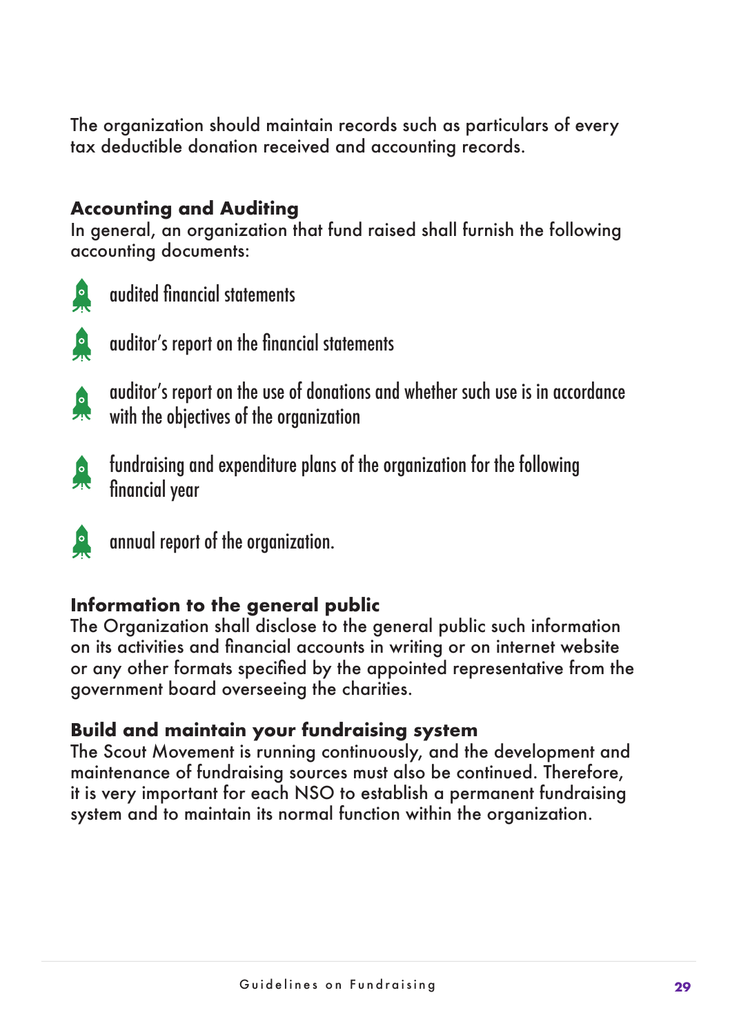The organization should maintain records such as particulars of every tax deductible donation received and accounting records.

### Accounting and Auditing

In general, an organization that fund raised shall furnish the following accounting documents:

- audited financial statements
- auditor's report on the financial statements
- auditor's report on the use of donations and whether such use is in accordance with the objectives of the organization
- fundraising and expenditure plans of the organization for the following financial year
- annual report of the organization.

### Information to the general public

The Organization shall disclose to the general public such information on its activities and financial accounts in writing or on internet website or any other formats specified by the appointed representative from the government board overseeing the charities.

### Build and maintain your fundraising system

The Scout Movement is running continuously, and the development and maintenance of fundraising sources must also be continued. Therefore, it is very important for each NSO to establish a permanent fundraising system and to maintain its normal function within the organization.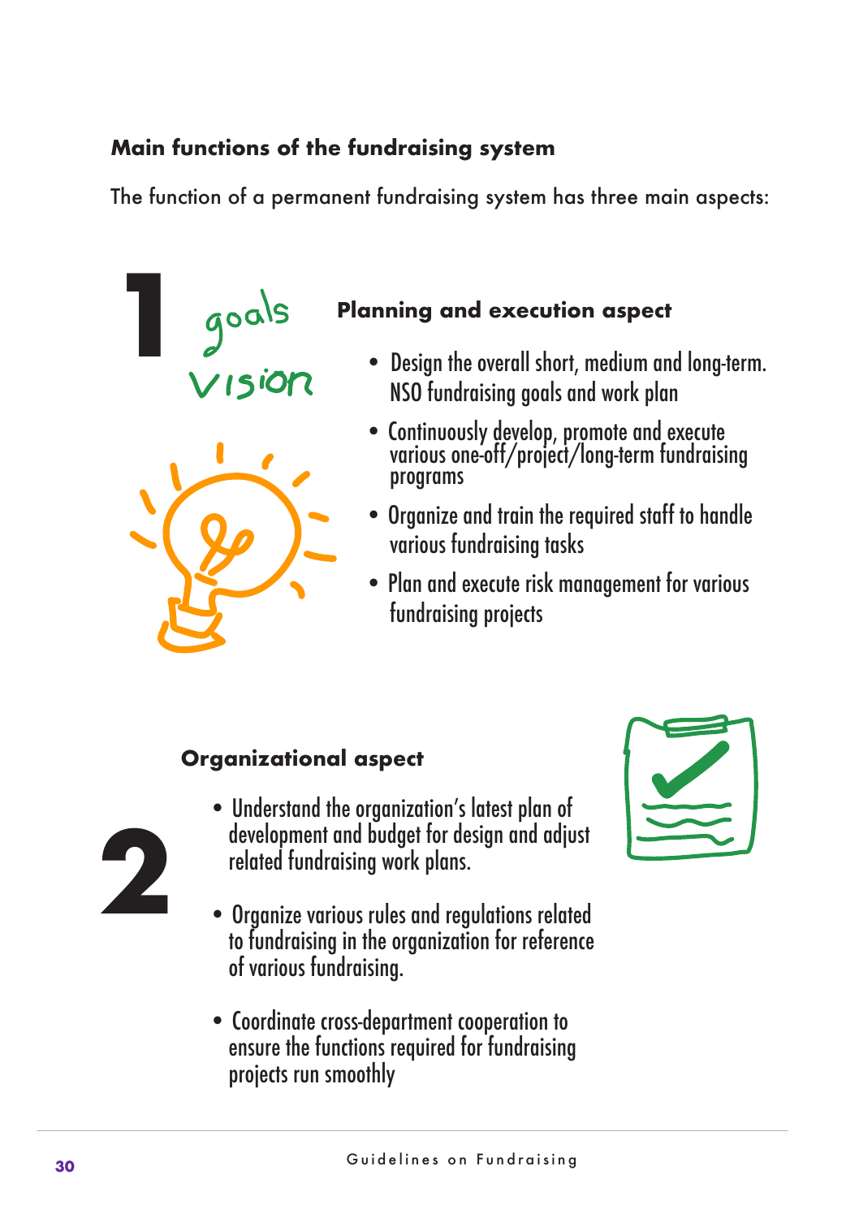## Main functions of the fundraising system

The function of a permanent fundraising system has three main aspects:

### 1 Planning and execution aspect

- Design the overall short, medium and long-term. NSO fundraising goals and work plan
- Continuously develop, promote and execute various one-off/project/long-term fundraising programs
- Organize and train the required staff to handle various fundraising tasks
- Plan and execute risk management for various fundraising projects

### 2 Organizational aspect

- Understand the organization's latest plan of development and budget for design and adjust related fundraising work plans.
- Organize various rules and regulations related to fundraising in the organization for reference of various fundraising.
- Coordinate cross-department cooperation to ensure the functions required for fundraising projects run smoothly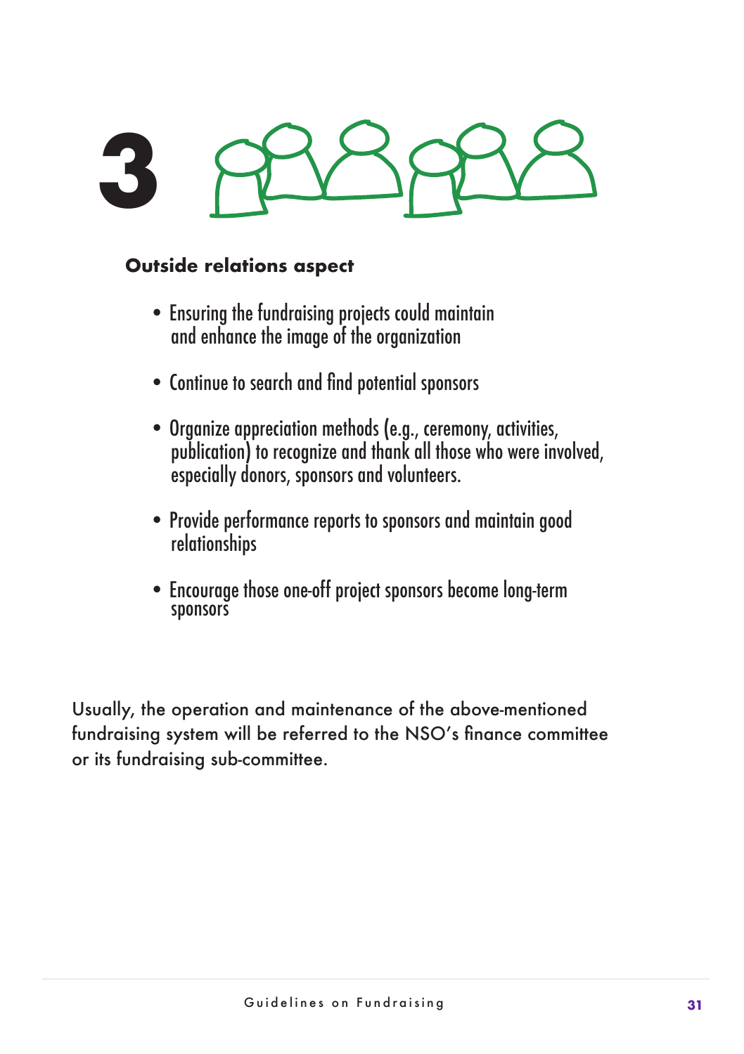# 3

**Outside relations aspect**

- Ensuring the fundraising projects could maintain and enhance the image of the organization
- Continue to search and find potential sponsors
- Organize appreciation methods (e.g., ceremony, activities, publication) to recognize and thank all those who were involved, especially donors, sponsors and volunteers.
- Provide performance reports to sponsors and maintain good relationships
- Encourage those one-off project sponsors become long-term sponsors

Usually, the operation and maintenance of the above-mentioned fundraising system will be referred to the NSO's finance committee or its fundraising sub-committee.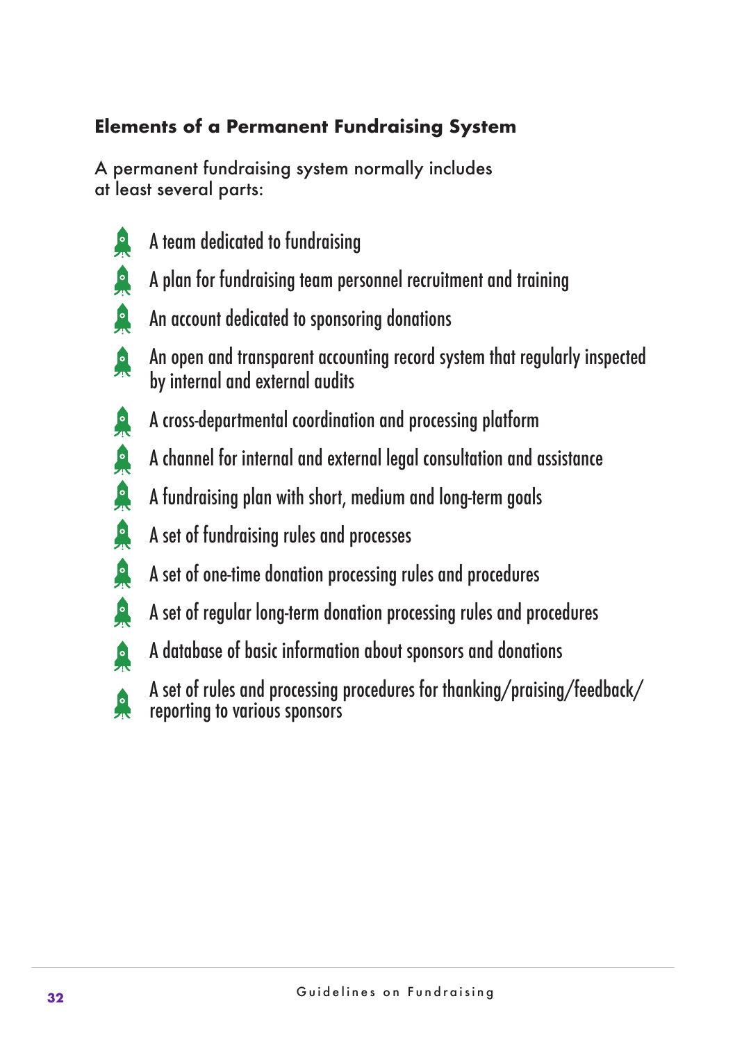### Elements of a Permanent Fundraising System

A permanent fundraising system normally includes at least several parts:

- A team dedicated to fundraising
- A plan for fundraising team personnel recruitment and training
- An account dedicated to sponsoring donations
- An open and transparent accounting record system that regularly inspected by internal and external audits
- A cross-departmental coordination and processing platform
- A channel for internal and external legal consultation and assistance
- A fundraising plan with short, medium and long-term goals
- A set of fundraising rules and processes
- A set of one-time donation processing rules and procedures
- A set of regular long-term donation processing rules and procedures
- A database of basic information about sponsors and donations
- A set of rules and processing procedures for thanking/praising/feedback/reporting to various sponsors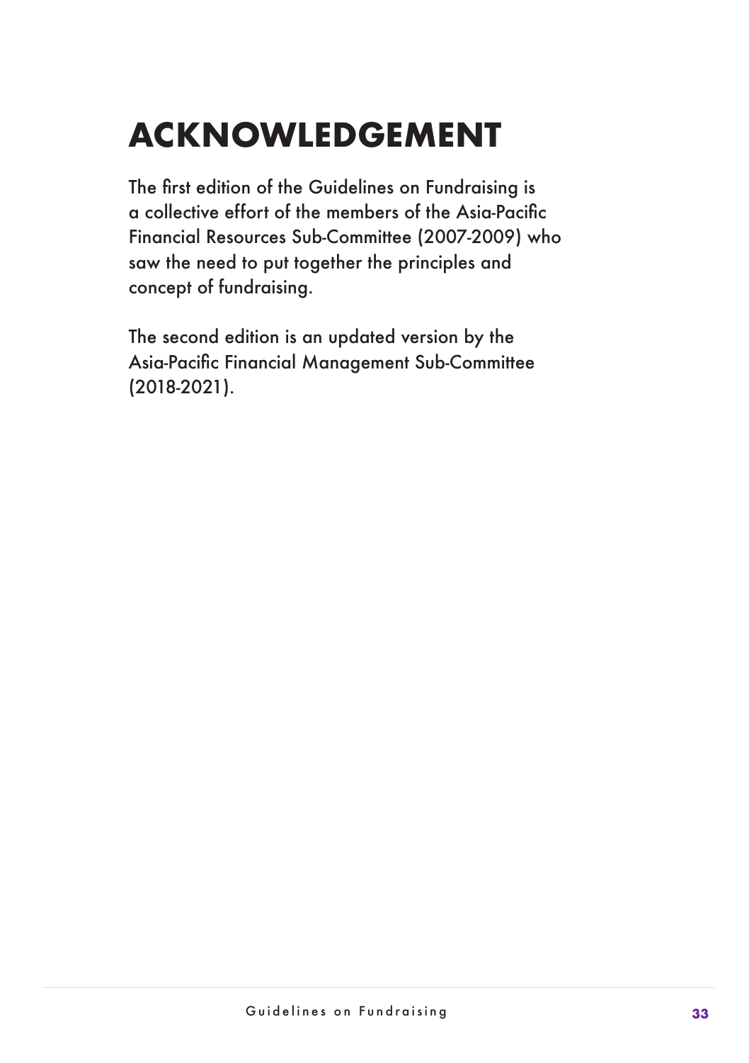# ACKNOWLEDGEMENT

The first edition of the Guidelines on Fundraising is a collective effort of the members of the Asia-Pacific Financial Resources Sub-Committee (2007-2009) who saw the need to put together the principles and concept of fundraising.

The second edition is an updated version by the Asia-Pacific Financial Management Sub-Committee (2018-2021).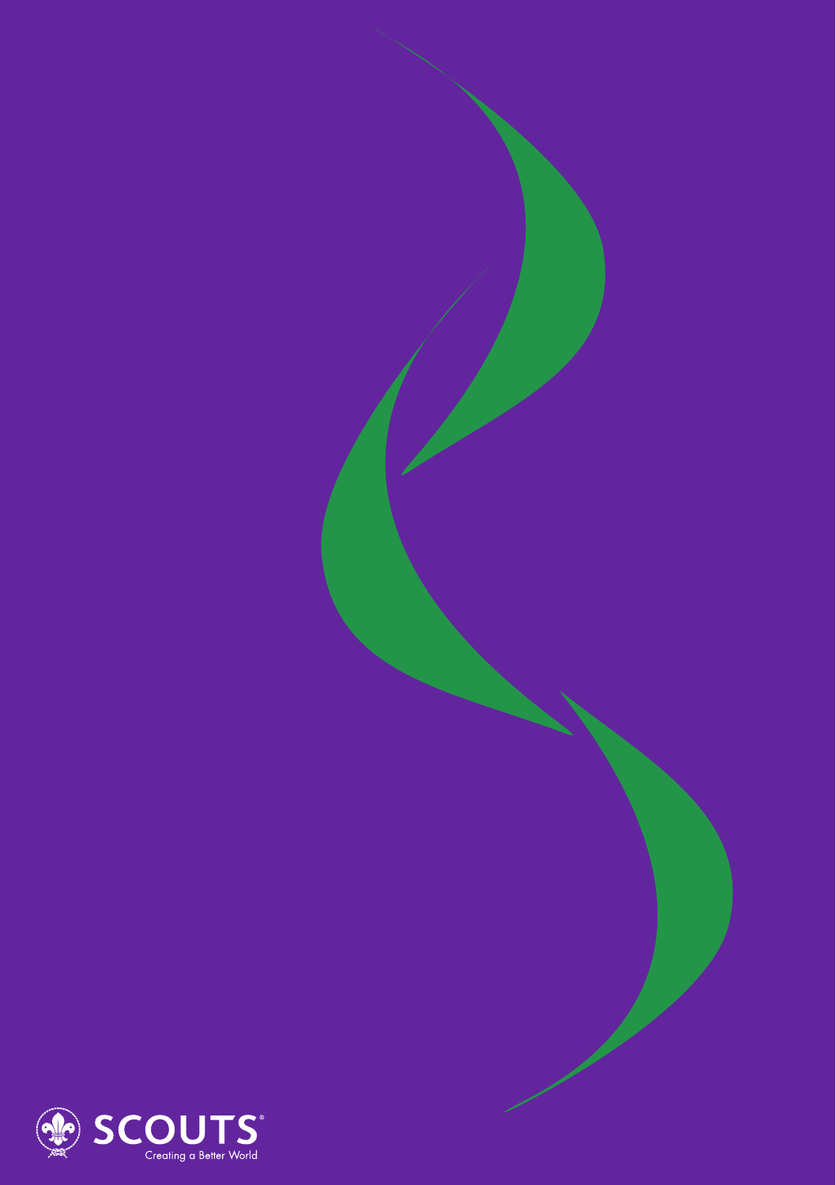SCOUTS®

Creating a Better World